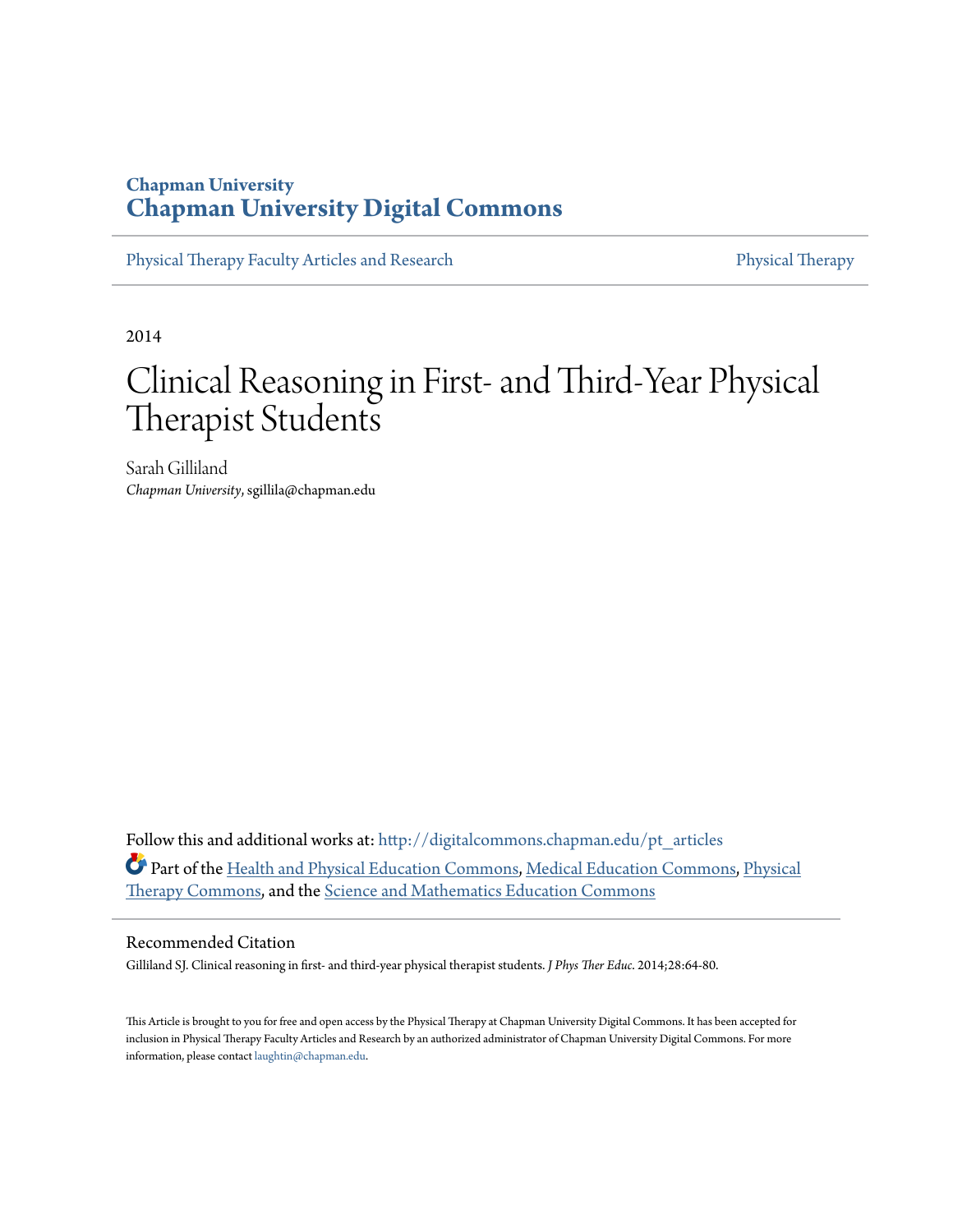**Chapman University**
**Chapman University Digital Commons**

Physical Therapy Faculty Articles and Research | Physical Therapy

2014

# Clinical Reasoning in First- and Third-Year Physical Therapist Students

Sarah Gilliland
*Chapman University*, sgillila@chapman.edu

Follow this and additional works at: http://digitalcommons.chapman.edu/pt_articles

Part of the Health and Physical Education Commons, Medical Education Commons, Physical Therapy Commons, and the Science and Mathematics Education Commons

## Recommended Citation

Gilliland SJ. Clinical reasoning in first- and third-year physical therapist students. *J Phys Ther Educ*. 2014;28:64-80.

This Article is brought to you for free and open access by the Physical Therapy at Chapman University Digital Commons. It has been accepted for inclusion in Physical Therapy Faculty Articles and Research by an authorized administrator of Chapman University Digital Commons. For more information, please contact laughtin@chapman.edu.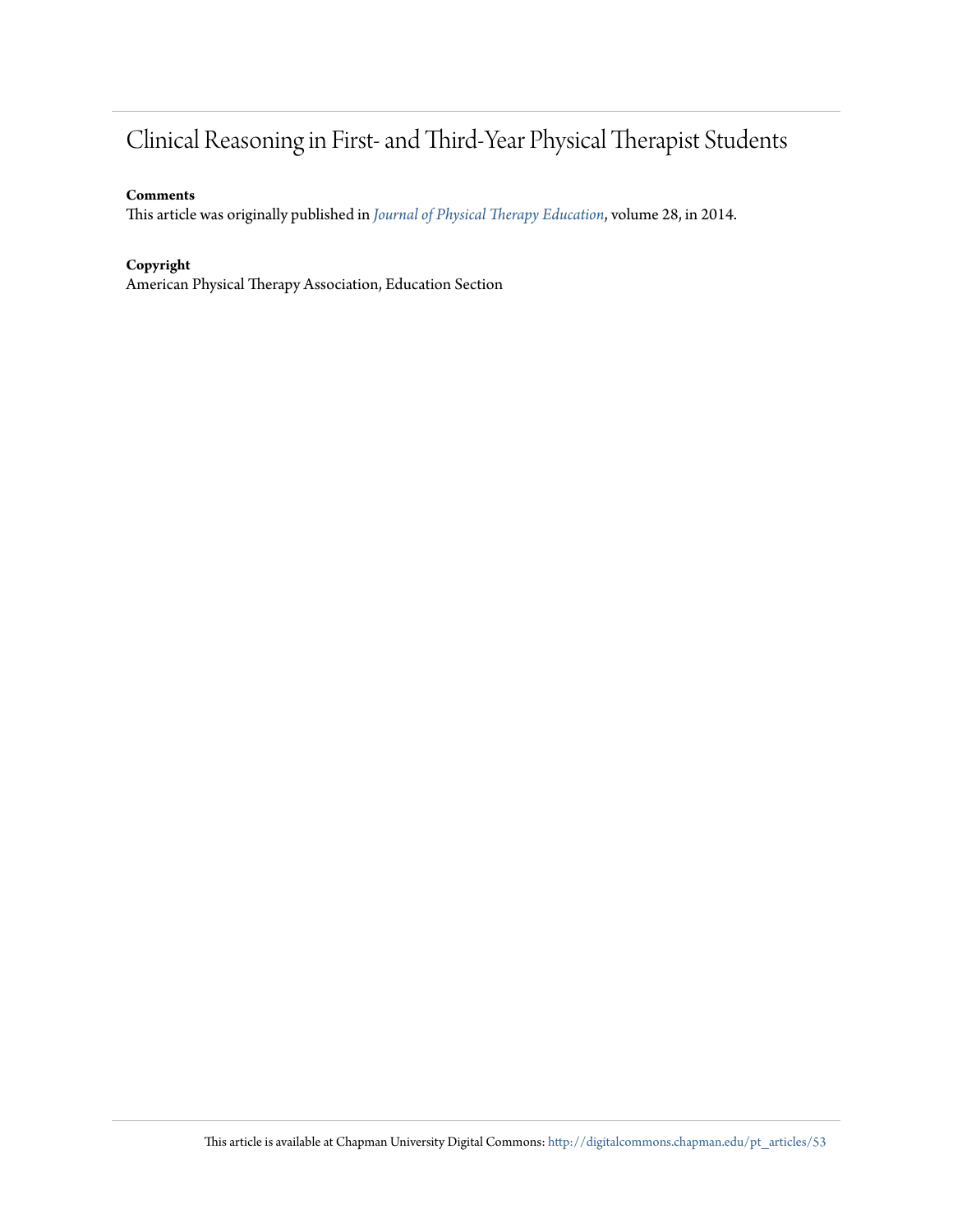# Clinical Reasoning in First- and Third-Year Physical Therapist Students

**Comments**

This article was originally published in *Journal of Physical Therapy Education*, volume 28, in 2014.

**Copyright**

American Physical Therapy Association, Education Section

This article is available at Chapman University Digital Commons: http://digitalcommons.chapman.edu/pt_articles/53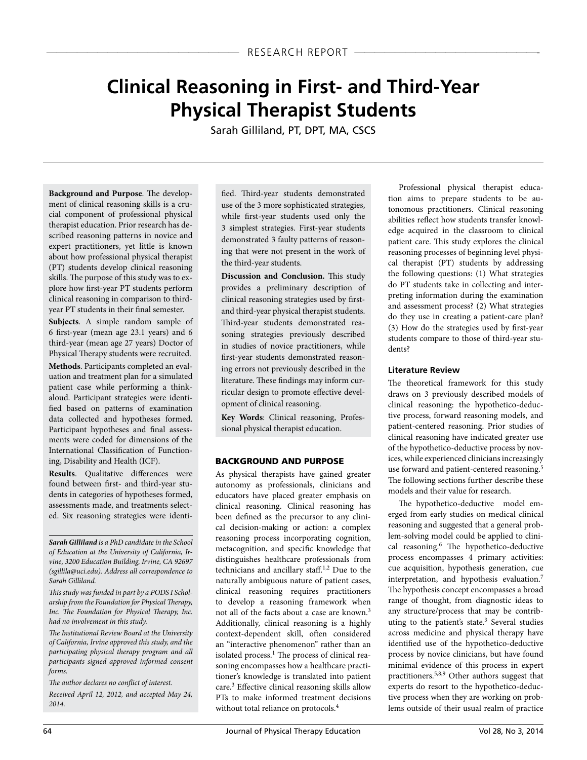RESEARCH REPORT

# Clinical Reasoning in First- and Third-Year Physical Therapist Students

Sarah Gilliland, PT, DPT, MA, CSCS

**Background and Purpose**. The development of clinical reasoning skills is a crucial component of professional physical therapist education. Prior research has described reasoning patterns in novice and expert practitioners, yet little is known about how professional physical therapist (PT) students develop clinical reasoning skills. The purpose of this study was to explore how first-year PT students perform clinical reasoning in comparison to third-year PT students in their final semester.

**Subjects**. A simple random sample of 6 first-year (mean age 23.1 years) and 6 third-year (mean age 27 years) Doctor of Physical Therapy students were recruited.

**Methods**. Participants completed an evaluation and treatment plan for a simulated patient case while performing a think-aloud. Participant strategies were identified based on patterns of examination data collected and hypotheses formed. Participant hypotheses and final assessments were coded for dimensions of the International Classification of Functioning, Disability and Health (ICF).

**Results**. Qualitative differences were found between first- and third-year students in categories of hypotheses formed, assessments made, and treatments selected. Six reasoning strategies were identified. Third-year students demonstrated use of the 3 more sophisticated strategies, while first-year students used only the 3 simplest strategies. First-year students demonstrated 3 faulty patterns of reasoning that were not present in the work of the third-year students.

**Discussion and Conclusion.** This study provides a preliminary description of clinical reasoning strategies used by first- and third-year physical therapist students. Third-year students demonstrated reasoning strategies previously described in studies of novice practitioners, while first-year students demonstrated reasoning errors not previously described in the literature. These findings may inform curricular design to promote effective development of clinical reasoning.

**Key Words**: Clinical reasoning, Professional physical therapist education.

*__Sarah Gilliland__ is a PhD candidate in the School of Education at the University of California, Irvine, 3200 Education Building, Irvine, CA 92697 (sgillila@uci.edu). Address all correspondence to Sarah Gilliland.*

*This study was funded in part by a PODS I Scholarship from the Foundation for Physical Therapy, Inc. The Foundation for Physical Therapy, Inc. had no involvement in this study.*

*The Institutional Review Board at the University of California, Irvine approved this study, and the participating physical therapy program and all participants signed approved informed consent forms.*

*The author declares no conflict of interest.*

*Received April 12, 2012, and accepted May 24, 2014.*

## BACKGROUND AND PURPOSE

As physical therapists have gained greater autonomy as professionals, clinicians and educators have placed greater emphasis on clinical reasoning. Clinical reasoning has been defined as the precursor to any clinical decision-making or action: a complex reasoning process incorporating cognition, metacognition, and specific knowledge that distinguishes healthcare professionals from technicians and ancillary staff.[1,2] Due to the naturally ambiguous nature of patient cases, clinical reasoning requires practitioners to develop a reasoning framework when not all of the facts about a case are known.[3] Additionally, clinical reasoning is a highly context-dependent skill, often considered an "interactive phenomenon" rather than an isolated process.[1] The process of clinical reasoning encompasses how a healthcare practitioner's knowledge is translated into patient care.[3] Effective clinical reasoning skills allow PTs to make informed treatment decisions without total reliance on protocols.[4]

Professional physical therapist education aims to prepare students to be autonomous practitioners. Clinical reasoning abilities reflect how students transfer knowledge acquired in the classroom to clinical patient care. This study explores the clinical reasoning processes of beginning level physical therapist (PT) students by addressing the following questions: (1) What strategies do PT students take in collecting and interpreting information during the examination and assessment process? (2) What strategies do they use in creating a patient-care plan? (3) How do the strategies used by first-year students compare to those of third-year students?

### Literature Review

The theoretical framework for this study draws on 3 previously described models of clinical reasoning: the hypothetico-deductive process, forward reasoning models, and patient-centered reasoning. Prior studies of clinical reasoning have indicated greater use of the hypothetico-deductive process by novices, while experienced clinicians increasingly use forward and patient-centered reasoning.[5] The following sections further describe these models and their value for research.

The hypothetico-deductive model emerged from early studies on medical clinical reasoning and suggested that a general problem-solving model could be applied to clinical reasoning.[6] The hypothetico-deductive process encompasses 4 primary activities: cue acquisition, hypothesis generation, cue interpretation, and hypothesis evaluation.[7] The hypothesis concept encompasses a broad range of thought, from diagnostic ideas to any structure/process that may be contributing to the patient's state.[3] Several studies across medicine and physical therapy have identified use of the hypothetico-deductive process by novice clinicians, but have found minimal evidence of this process in expert practitioners.[5,8,9] Other authors suggest that experts do resort to the hypothetico-deductive process when they are working on problems outside of their usual realm of practice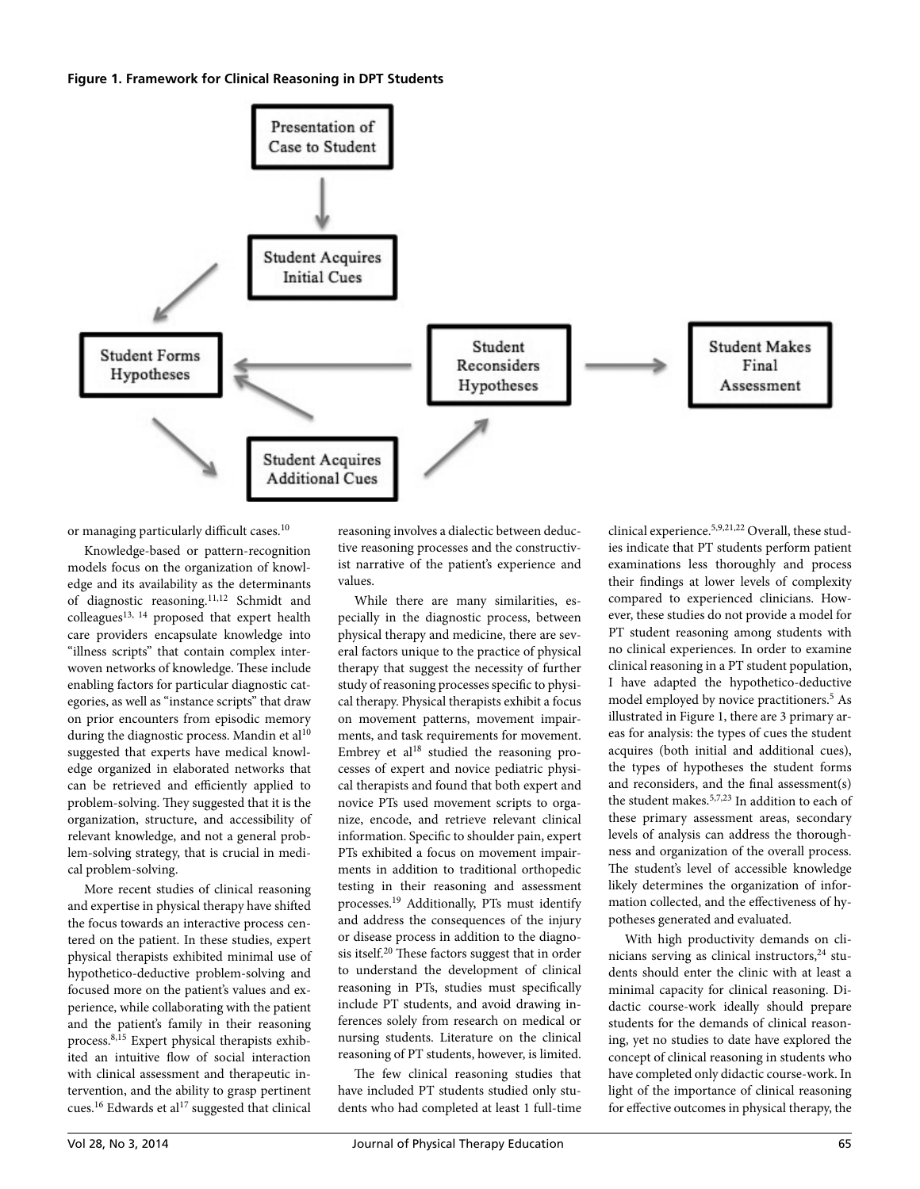**Figure 1. Framework for Clinical Reasoning in DPT Students**

Presentation of Case to Student

Student Acquires Initial Cues

Student Forms Hypotheses

Student Reconsiders Hypotheses

Student Makes Final Assessment

Student Acquires Additional Cues

or managing particularly difficult cases.[10]

Knowledge-based or pattern-recognition models focus on the organization of knowledge and its availability as the determinants of diagnostic reasoning.[11,12] Schmidt and colleagues[13, 14] proposed that expert health care providers encapsulate knowledge into "illness scripts" that contain complex interwoven networks of knowledge. These include enabling factors for particular diagnostic categories, as well as "instance scripts" that draw on prior encounters from episodic memory during the diagnostic process. Mandin et al[10] suggested that experts have medical knowledge organized in elaborated networks that can be retrieved and efficiently applied to problem-solving. They suggested that it is the organization, structure, and accessibility of relevant knowledge, and not a general problem-solving strategy, that is crucial in medical problem-solving.

More recent studies of clinical reasoning and expertise in physical therapy have shifted the focus towards an interactive process centered on the patient. In these studies, expert physical therapists exhibited minimal use of hypothetico-deductive problem-solving and focused more on the patient's values and experience, while collaborating with the patient and the patient's family in their reasoning process.[8,15] Expert physical therapists exhibited an intuitive flow of social interaction with clinical assessment and therapeutic intervention, and the ability to grasp pertinent cues.[16] Edwards et al[17] suggested that clinical reasoning involves a dialectic between deductive reasoning processes and the constructivist narrative of the patient's experience and values.

While there are many similarities, especially in the diagnostic process, between physical therapy and medicine, there are several factors unique to the practice of physical therapy that suggest the necessity of further study of reasoning processes specific to physical therapy. Physical therapists exhibit a focus on movement patterns, movement impairments, and task requirements for movement. Embrey et al[18] studied the reasoning processes of expert and novice pediatric physical therapists and found that both expert and novice PTs used movement scripts to organize, encode, and retrieve relevant clinical information. Specific to shoulder pain, expert PTs exhibited a focus on movement impairments in addition to traditional orthopedic testing in their reasoning and assessment processes.[19] Additionally, PTs must identify and address the consequences of the injury or disease process in addition to the diagnosis itself.[20] These factors suggest that in order to understand the development of clinical reasoning in PTs, studies must specifically include PT students, and avoid drawing inferences solely from research on medical or nursing students. Literature on the clinical reasoning of PT students, however, is limited.

The few clinical reasoning studies that have included PT students studied only students who had completed at least 1 full-time clinical experience.[5,9,21,22] Overall, these studies indicate that PT students perform patient examinations less thoroughly and process their findings at lower levels of complexity compared to experienced clinicians. However, these studies do not provide a model for PT student reasoning among students with no clinical experiences. In order to examine clinical reasoning in a PT student population, I have adapted the hypothetico-deductive model employed by novice practitioners.[5] As illustrated in Figure 1, there are 3 primary areas for analysis: the types of cues the student acquires (both initial and additional cues), the types of hypotheses the student forms and reconsiders, and the final assessment(s) the student makes.[5,7,23] In addition to each of these primary assessment areas, secondary levels of analysis can address the thoroughness and organization of the overall process. The student's level of accessible knowledge likely determines the organization of information collected, and the effectiveness of hypotheses generated and evaluated.

With high productivity demands on clinicians serving as clinical instructors,[24] students should enter the clinic with at least a minimal capacity for clinical reasoning. Didactic course-work ideally should prepare students for the demands of clinical reasoning, yet no studies to date have explored the concept of clinical reasoning in students who have completed only didactic course-work. In light of the importance of clinical reasoning for effective outcomes in physical therapy, the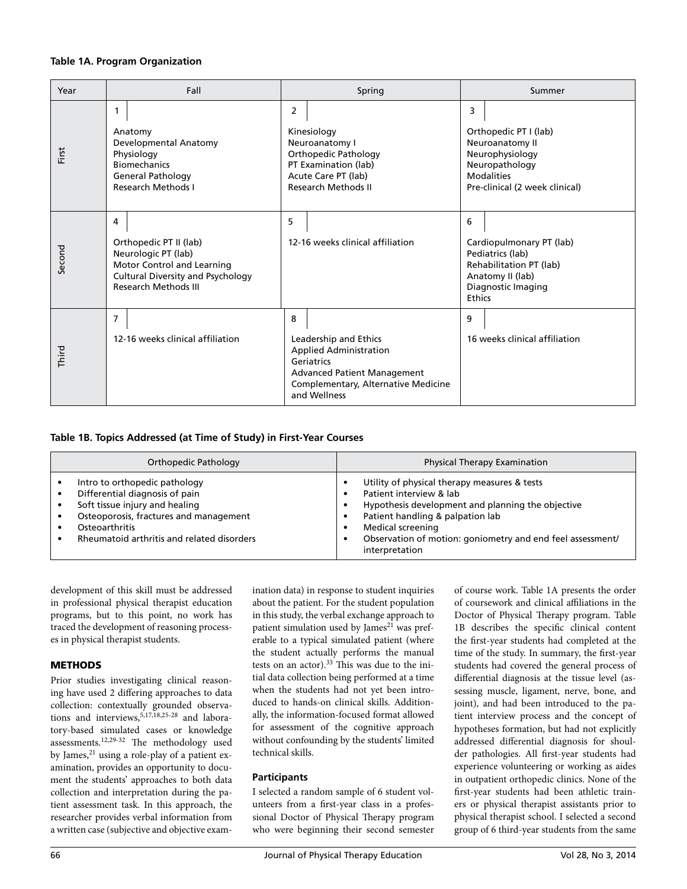**Table 1A. Program Organization**

| Year | Fall | Spring | Summer |
|---|---|---|---|
| First | 1<br>Anatomy<br>Developmental Anatomy<br>Physiology<br>Biomechanics<br>General Pathology<br>Research Methods I | 2<br>Kinesiology<br>Neuroanatomy I<br>Orthopedic Pathology<br>PT Examination (lab)<br>Acute Care PT (lab)<br>Research Methods II | 3<br>Orthopedic PT I (lab)<br>Neuroanatomy II<br>Neurophysiology<br>Neuropathology<br>Modalities<br>Pre-clinical (2 week clinical) |
| Second | 4<br>Orthopedic PT II (lab)<br>Neurologic PT (lab)<br>Motor Control and Learning<br>Cultural Diversity and Psychology<br>Research Methods III | 5<br>12-16 weeks clinical affiliation | 6<br>Cardiopulmonary PT (lab)<br>Pediatrics (lab)<br>Rehabilitation PT (lab)<br>Anatomy II (lab)<br>Diagnostic Imaging<br>Ethics |
| Third | 7<br>12-16 weeks clinical affiliation | 8<br>Leadership and Ethics<br>Applied Administration<br>Geriatrics<br>Advanced Patient Management<br>Complementary, Alternative Medicine and Wellness | 9<br>16 weeks clinical affiliation |

**Table 1B. Topics Addressed (at Time of Study) in First-Year Courses**

| Orthopedic Pathology | Physical Therapy Examination |
|---|---|
| • Intro to orthopedic pathology<br>• Differential diagnosis of pain<br>• Soft tissue injury and healing<br>• Osteoporosis, fractures and management<br>• Osteoarthritis<br>• Rheumatoid arthritis and related disorders | • Utility of physical therapy measures & tests<br>• Patient interview & lab<br>• Hypothesis development and planning the objective<br>• Patient handling & palpation lab<br>• Medical screening<br>• Observation of motion: goniometry and end feel assessment/ interpretation |

development of this skill must be addressed in professional physical therapist education programs, but to this point, no work has traced the development of reasoning processes in physical therapist students.

## METHODS

Prior studies investigating clinical reasoning have used 2 differing approaches to data collection: contextually grounded observations and interviews,[5,17,18,25-28] and laboratory-based simulated cases or knowledge assessments.[12,29-32] The methodology used by James,[21] using a role-play of a patient examination, provides an opportunity to document the students' approaches to both data collection and interpretation during the patient assessment task. In this approach, the researcher provides verbal information from a written case (subjective and objective examination data) in response to student inquiries about the patient. For the student population in this study, the verbal exchange approach to patient simulation used by James[21] was preferable to a typical simulated patient (where the student actually performs the manual tests on an actor).[33] This was due to the initial data collection being performed at a time when the students had not yet been introduced to hands-on clinical skills. Additionally, the information-focused format allowed for assessment of the cognitive approach without confounding by the students' limited technical skills.

### Participants

I selected a random sample of 6 student volunteers from a first-year class in a professional Doctor of Physical Therapy program who were beginning their second semester of course work. Table 1A presents the order of coursework and clinical affiliations in the Doctor of Physical Therapy program. Table 1B describes the specific clinical content the first-year students had completed at the time of the study. In summary, the first-year students had covered the general process of differential diagnosis at the tissue level (assessing muscle, ligament, nerve, bone, and joint), and had been introduced to the patient interview process and the concept of hypotheses formation, but had not explicitly addressed differential diagnosis for shoulder pathologies. All first-year students had experience volunteering or working as aides in outpatient orthopedic clinics. None of the first-year students had been athletic trainers or physical therapist assistants prior to physical therapist school. I selected a second group of 6 third-year students from the same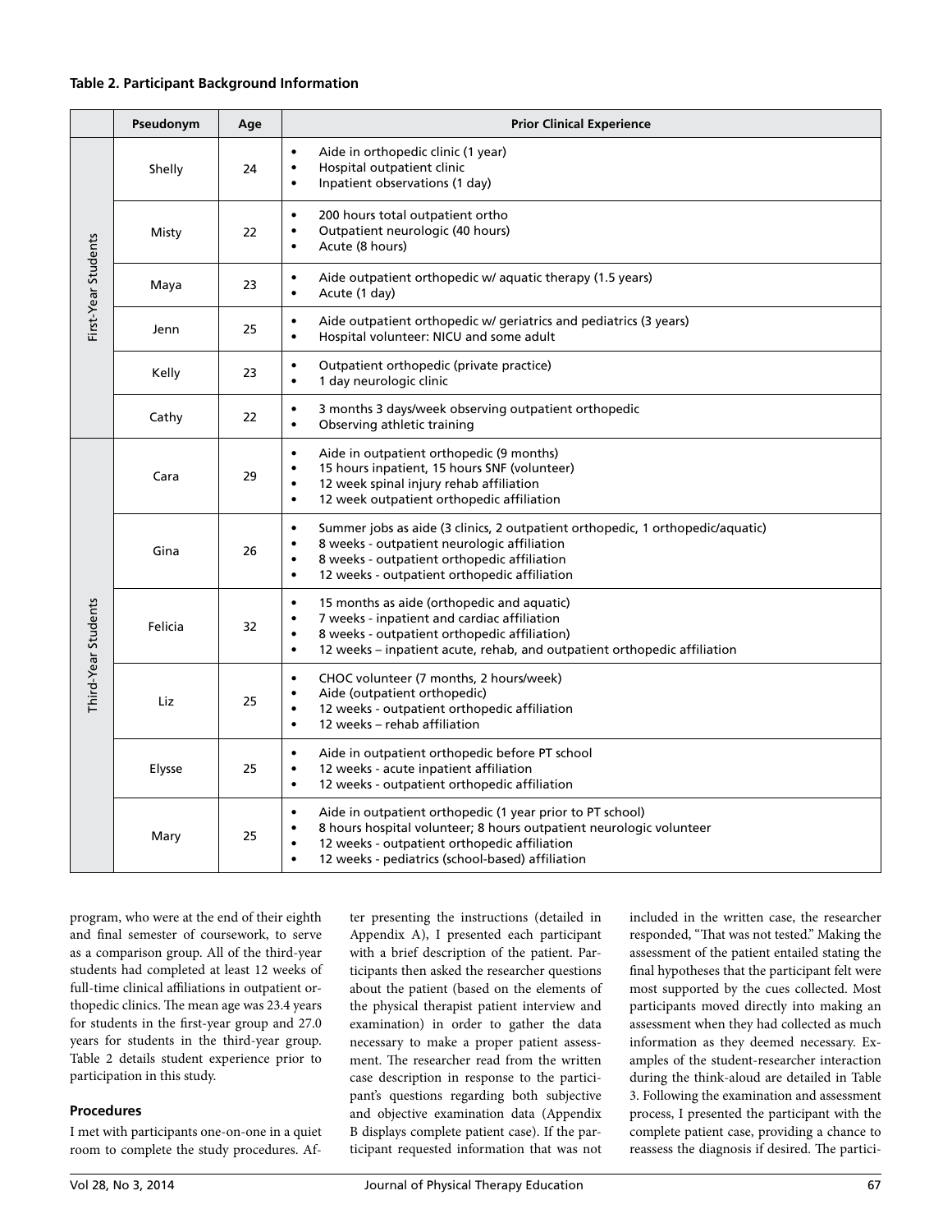**Table 2. Participant Background Information**

| | Pseudonym | Age | Prior Clinical Experience |
|---|---|---|---|
| First-Year Students | Shelly | 24 | • Aide in orthopedic clinic (1 year)<br>• Hospital outpatient clinic<br>• Inpatient observations (1 day) |
| | Misty | 22 | • 200 hours total outpatient ortho<br>• Outpatient neurologic (40 hours)<br>• Acute (8 hours) |
| | Maya | 23 | • Aide outpatient orthopedic w/ aquatic therapy (1.5 years)<br>• Acute (1 day) |
| | Jenn | 25 | • Aide outpatient orthopedic w/ geriatrics and pediatrics (3 years)<br>• Hospital volunteer: NICU and some adult |
| | Kelly | 23 | • Outpatient orthopedic (private practice)<br>• 1 day neurologic clinic |
| | Cathy | 22 | • 3 months 3 days/week observing outpatient orthopedic<br>• Observing athletic training |
| Third-Year Students | Cara | 29 | • Aide in outpatient orthopedic (9 months)<br>• 15 hours inpatient, 15 hours SNF (volunteer)<br>• 12 week spinal injury rehab affiliation<br>• 12 week outpatient orthopedic affiliation |
| | Gina | 26 | • Summer jobs as aide (3 clinics, 2 outpatient orthopedic, 1 orthopedic/aquatic)<br>• 8 weeks - outpatient neurologic affiliation<br>• 8 weeks - outpatient orthopedic affiliation<br>• 12 weeks - outpatient orthopedic affiliation |
| | Felicia | 32 | • 15 months as aide (orthopedic and aquatic)<br>• 7 weeks - inpatient and cardiac affiliation<br>• 8 weeks - outpatient orthopedic affiliation)<br>• 12 weeks – inpatient acute, rehab, and outpatient orthopedic affiliation |
| | Liz | 25 | • CHOC volunteer (7 months, 2 hours/week)<br>• Aide (outpatient orthopedic)<br>• 12 weeks - outpatient orthopedic affiliation<br>• 12 weeks – rehab affiliation |
| | Elysse | 25 | • Aide in outpatient orthopedic before PT school<br>• 12 weeks - acute inpatient affiliation<br>• 12 weeks - outpatient orthopedic affiliation |
| | Mary | 25 | • Aide in outpatient orthopedic (1 year prior to PT school)<br>• 8 hours hospital volunteer; 8 hours outpatient neurologic volunteer<br>• 12 weeks - outpatient orthopedic affiliation<br>• 12 weeks - pediatrics (school-based) affiliation |

program, who were at the end of their eighth and final semester of coursework, to serve as a comparison group. All of the third-year students had completed at least 12 weeks of full-time clinical affiliations in outpatient orthopedic clinics. The mean age was 23.4 years for students in the first-year group and 27.0 years for students in the third-year group. Table 2 details student experience prior to participation in this study.

### Procedures

I met with participants one-on-one in a quiet room to complete the study procedures. After presenting the instructions (detailed in Appendix A), I presented each participant with a brief description of the patient. Participants then asked the researcher questions about the patient (based on the elements of the physical therapist patient interview and examination) in order to gather the data necessary to make a proper patient assessment. The researcher read from the written case description in response to the participant's questions regarding both subjective and objective examination data (Appendix B displays complete patient case). If the participant requested information that was not included in the written case, the researcher responded, "That was not tested." Making the assessment of the patient entailed stating the final hypotheses that the participant felt were most supported by the cues collected. Most participants moved directly into making an assessment when they had collected as much information as they deemed necessary. Examples of the student-researcher interaction during the think-aloud are detailed in Table 3. Following the examination and assessment process, I presented the participant with the complete patient case, providing a chance to reassess the diagnosis if desired. The partici-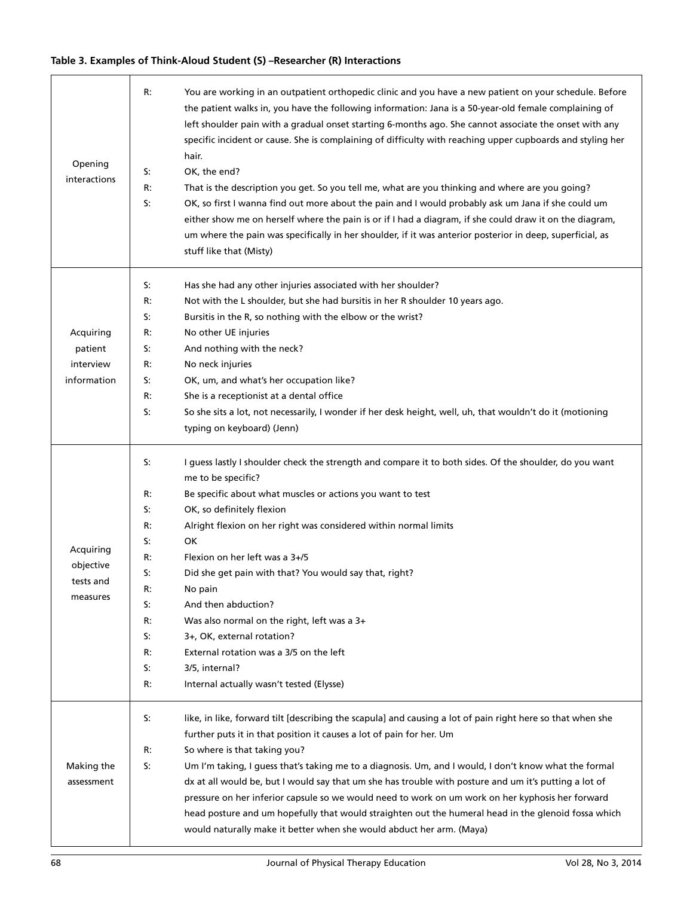**Table 3. Examples of Think-Aloud Student (S) –Researcher (R) Interactions**

| | | |
|---|---|---|
| Opening interactions | R: | You are working in an outpatient orthopedic clinic and you have a new patient on your schedule. Before the patient walks in, you have the following information: Jana is a 50-year-old female complaining of left shoulder pain with a gradual onset starting 6-months ago. She cannot associate the onset with any specific incident or cause. She is complaining of difficulty with reaching upper cupboards and styling her hair. |
| | S: | OK, the end? |
| | R: | That is the description you get. So you tell me, what are you thinking and where are you going? |
| | S: | OK, so first I wanna find out more about the pain and I would probably ask um Jana if she could um either show me on herself where the pain is or if I had a diagram, if she could draw it on the diagram, um where the pain was specifically in her shoulder, if it was anterior posterior in deep, superficial, as stuff like that (Misty) |
| Acquiring patient interview information | S: | Has she had any other injuries associated with her shoulder? |
| | R: | Not with the L shoulder, but she had bursitis in her R shoulder 10 years ago. |
| | S: | Bursitis in the R, so nothing with the elbow or the wrist? |
| | R: | No other UE injuries |
| | S: | And nothing with the neck? |
| | R: | No neck injuries |
| | S: | OK, um, and what's her occupation like? |
| | R: | She is a receptionist at a dental office |
| | S: | So she sits a lot, not necessarily, I wonder if her desk height, well, uh, that wouldn't do it (motioning typing on keyboard) (Jenn) |
| Acquiring objective tests and measures | S: | I guess lastly I shoulder check the strength and compare it to both sides. Of the shoulder, do you want me to be specific? |
| | R: | Be specific about what muscles or actions you want to test |
| | S: | OK, so definitely flexion |
| | R: | Alright flexion on her right was considered within normal limits |
| | S: | OK |
| | R: | Flexion on her left was a 3+/5 |
| | S: | Did she get pain with that? You would say that, right? |
| | R: | No pain |
| | S: | And then abduction? |
| | R: | Was also normal on the right, left was a 3+ |
| | S: | 3+, OK, external rotation? |
| | R: | External rotation was a 3/5 on the left |
| | S: | 3/5, internal? |
| | R: | Internal actually wasn't tested (Elysse) |
| Making the assessment | S: | like, in like, forward tilt [describing the scapula] and causing a lot of pain right here so that when she further puts it in that position it causes a lot of pain for her. Um |
| | R: | So where is that taking you? |
| | S: | Um I'm taking, I guess that's taking me to a diagnosis. Um, and I would, I don't know what the formal dx at all would be, but I would say that um she has trouble with posture and um it's putting a lot of pressure on her inferior capsule so we would need to work on um work on her kyphosis her forward head posture and um hopefully that would straighten out the humeral head in the glenoid fossa which would naturally make it better when she would abduct her arm. (Maya) |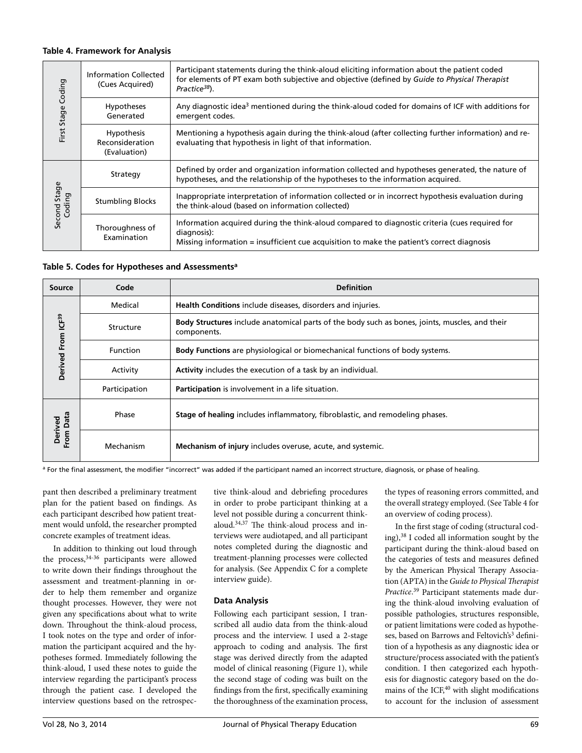**Table 4. Framework for Analysis**

| | | |
|---|---|---|
| First Stage Coding | Information Collected (Cues Acquired) | Participant statements during the think-aloud eliciting information about the patient coded for elements of PT exam both subjective and objective (defined by *Guide to Physical Therapist Practice*[38]). |
| | Hypotheses Generated | Any diagnostic idea[3] mentioned during the think-aloud coded for domains of ICF with additions for emergent codes. |
| | Hypothesis Reconsideration (Evaluation) | Mentioning a hypothesis again during the think-aloud (after collecting further information) and re-evaluating that hypothesis in light of that information. |
| Second Stage Coding | Strategy | Defined by order and organization information collected and hypotheses generated, the nature of hypotheses, and the relationship of the hypotheses to the information acquired. |
| | Stumbling Blocks | Inappropriate interpretation of information collected or in incorrect hypothesis evaluation during the think-aloud (based on information collected) |
| | Thoroughness of Examination | Information acquired during the think-aloud compared to diagnostic criteria (cues required for diagnosis): Missing information = insufficient cue acquisition to make the patient's correct diagnosis |

**Table 5. Codes for Hypotheses and Assessments[a]**

| Source | Code | Definition |
|---|---|---|
| Derived From ICF[39] | Medical | **Health Conditions** include diseases, disorders and injuries. |
| | Structure | **Body Structures** include anatomical parts of the body such as bones, joints, muscles, and their components. |
| | Function | **Body Functions** are physiological or biomechanical functions of body systems. |
| | Activity | **Activity** includes the execution of a task by an individual. |
| | Participation | **Participation** is involvement in a life situation. |
| Derived From Data | Phase | **Stage of healing** includes inflammatory, fibroblastic, and remodeling phases. |
| | Mechanism | **Mechanism of injury** includes overuse, acute, and systemic. |

[a] For the final assessment, the modifier "incorrect" was added if the participant named an incorrect structure, diagnosis, or phase of healing.

pant then described a preliminary treatment plan for the patient based on findings. As each participant described how patient treatment would unfold, the researcher prompted concrete examples of treatment ideas.

In addition to thinking out loud through the process,[34-36] participants were allowed to write down their findings throughout the assessment and treatment-planning in order to help them remember and organize thought processes. However, they were not given any specifications about what to write down. Throughout the think-aloud process, I took notes on the type and order of information the participant acquired and the hypotheses formed. Immediately following the think-aloud, I used these notes to guide the interview regarding the participant's process through the patient case. I developed the interview questions based on the retrospective think-aloud and debriefing procedures in order to probe participant thinking at a level not possible during a concurrent think-aloud.[34,37] The think-aloud process and interviews were audiotaped, and all participant notes completed during the diagnostic and treatment-planning processes were collected for analysis. (See Appendix C for a complete interview guide).

### Data Analysis

Following each participant session, I transcribed all audio data from the think-aloud process and the interview. I used a 2-stage approach to coding and analysis. The first stage was derived directly from the adapted model of clinical reasoning (Figure 1), while the second stage of coding was built on the findings from the first, specifically examining the thoroughness of the examination process, the types of reasoning errors committed, and the overall strategy employed. (See Table 4 for an overview of coding process).

In the first stage of coding (structural coding),[38] I coded all information sought by the participant during the think-aloud based on the categories of tests and measures defined by the American Physical Therapy Association (APTA) in the *Guide to Physical Therapist Practice*.[39] Participant statements made during the think-aloud involving evaluation of possible pathologies, structures responsible, or patient limitations were coded as hypotheses, based on Barrows and Feltovich's[3] definition of a hypothesis as any diagnostic idea or structure/process associated with the patient's condition. I then categorized each hypothesis for diagnostic category based on the domains of the ICF,[40] with slight modifications to account for the inclusion of assessment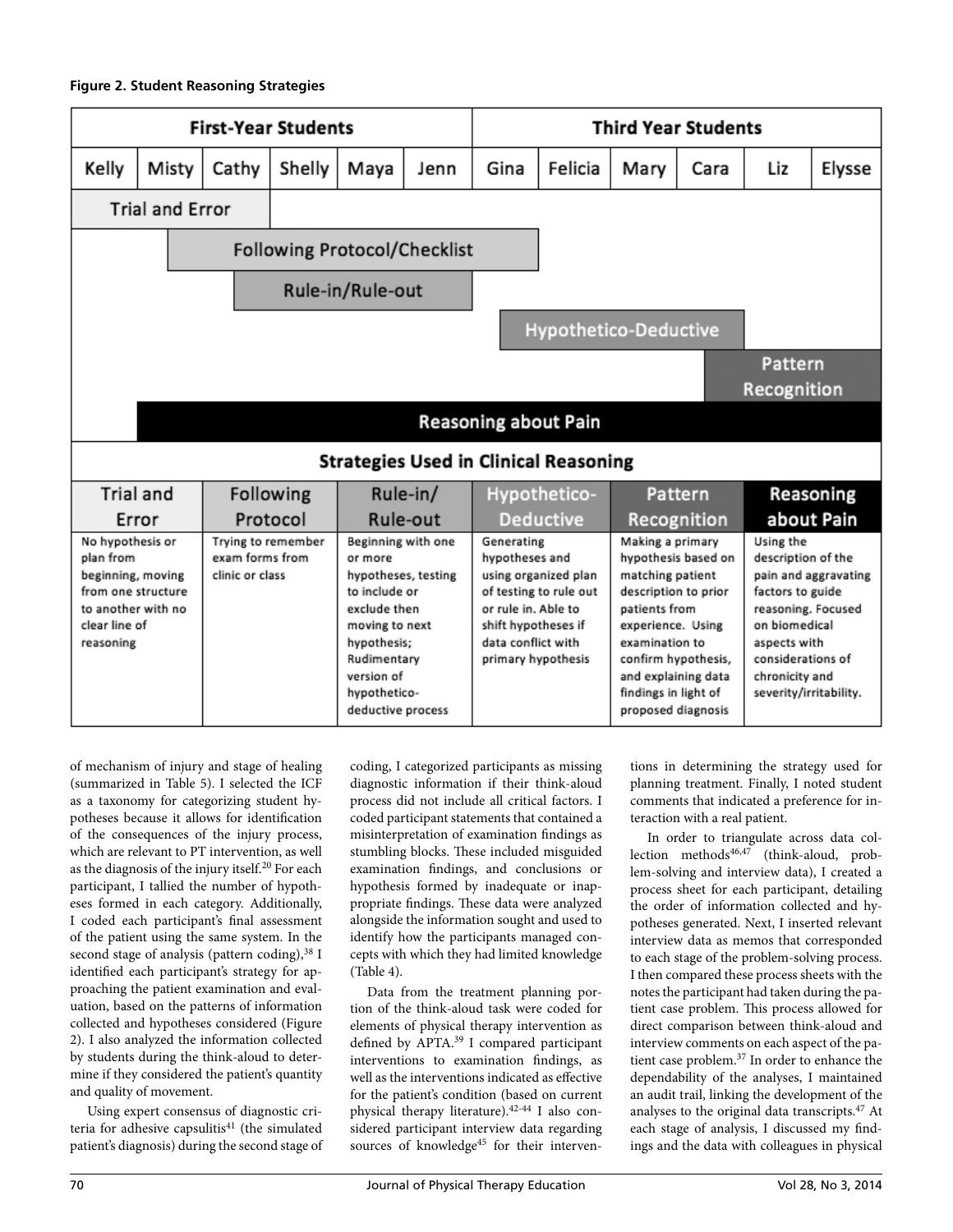**Figure 2. Student Reasoning Strategies**

| First-Year Students | | | | | | Third Year Students | | | | | |
|---|---|---|---|---|---|---|---|---|---|---|---|
| Kelly | Misty | Cathy | Shelly | Maya | Jenn | Gina | Felicia | Mary | Cara | Liz | Elysse |
| Trial and Error | | | | | | | | | | | |
| | | Following Protocol/Checklist | | | | | | | | | |
| | | | Rule-in/Rule-out | | | | | | | | |
| | | | | | | | Hypothetico-Deductive | | | | |
| | | | | | | | | | | Pattern Recognition | |
| | Reasoning about Pain | | | | | | | | | | |

**Strategies Used in Clinical Reasoning**

| Trial and Error | Following Protocol | Rule-in/Rule-out | Hypothetico-Deductive | Pattern Recognition | Reasoning about Pain |
|---|---|---|---|---|---|
| No hypothesis or plan from beginning, moving from one structure to another with no clear line of reasoning | Trying to remember exam forms from clinic or class | Beginning with one or more hypotheses, testing to include or exclude then moving to next hypothesis; Rudimentary version of hypothetico-deductive process | Generating hypotheses and using organized plan of testing to rule out or rule in. Able to shift hypotheses if data conflict with primary hypothesis | Making a primary hypothesis based on matching patient description to prior patients from experience. Using examination to confirm hypothesis, and explaining data findings in light of proposed diagnosis | Using the description of the pain and aggravating factors to guide reasoning. Focused on biomedical aspects with considerations of chronicity and severity/irritability. |

of mechanism of injury and stage of healing (summarized in Table 5). I selected the ICF as a taxonomy for categorizing student hypotheses because it allows for identification of the consequences of the injury process, which are relevant to PT intervention, as well as the diagnosis of the injury itself.[20] For each participant, I tallied the number of hypotheses formed in each category. Additionally, I coded each participant's final assessment of the patient using the same system. In the second stage of analysis (pattern coding),[38] I identified each participant's strategy for approaching the patient examination and evaluation, based on the patterns of information collected and hypotheses considered (Figure 2). I also analyzed the information collected by students during the think-aloud to determine if they considered the patient's quantity and quality of movement.

Using expert consensus of diagnostic criteria for adhesive capsulitis[41] (the simulated patient's diagnosis) during the second stage of coding, I categorized participants as missing diagnostic information if their think-aloud process did not include all critical factors. I coded participant statements that contained a misinterpretation of examination findings as stumbling blocks. These included misguided examination findings, and conclusions or hypothesis formed by inadequate or inappropriate findings. These data were analyzed alongside the information sought and used to identify how the participants managed concepts with which they had limited knowledge (Table 4).

Data from the treatment planning portion of the think-aloud task were coded for elements of physical therapy intervention as defined by APTA.[39] I compared participant interventions to examination findings, as well as the interventions indicated as effective for the patient's condition (based on current physical therapy literature).[42-44] I also considered participant interview data regarding sources of knowledge[45] for their interventions in determining the strategy used for planning treatment. Finally, I noted student comments that indicated a preference for interaction with a real patient.

In order to triangulate across data collection methods[46,47] (think-aloud, problem-solving and interview data), I created a process sheet for each participant, detailing the order of information collected and hypotheses generated. Next, I inserted relevant interview data as memos that corresponded to each stage of the problem-solving process. I then compared these process sheets with the notes the participant had taken during the patient case problem. This process allowed for direct comparison between think-aloud and interview comments on each aspect of the patient case problem.[37] In order to enhance the dependability of the analyses, I maintained an audit trail, linking the development of the analyses to the original data transcripts.[47] At each stage of analysis, I discussed my findings and the data with colleagues in physical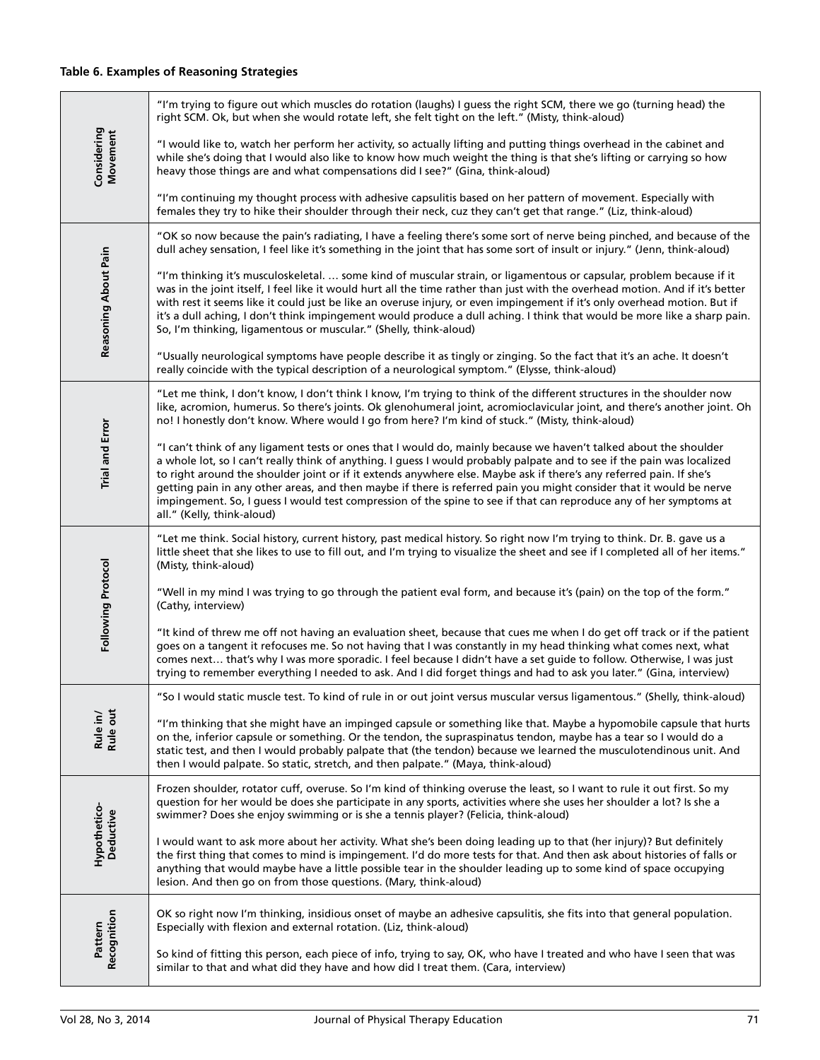**Table 6. Examples of Reasoning Strategies**

| Strategy | Examples |
|---|---|
| Considering Movement | "I'm trying to figure out which muscles do rotation (laughs) I guess the right SCM, there we go (turning head) the right SCM. Ok, but when she would rotate left, she felt tight on the left." (Misty, think-aloud)<br><br>"I would like to, watch her perform her activity, so actually lifting and putting things overhead in the cabinet and while she's doing that I would also like to know how much weight the thing is that she's lifting or carrying so how heavy those things are and what compensations did I see?" (Gina, think-aloud)<br><br>"I'm continuing my thought process with adhesive capsulitis based on her pattern of movement. Especially with females they try to hike their shoulder through their neck, cuz they can't get that range." (Liz, think-aloud) |
| Reasoning About Pain | "OK so now because the pain's radiating, I have a feeling there's some sort of nerve being pinched, and because of the dull achey sensation, I feel like it's something in the joint that has some sort of insult or injury." (Jenn, think-aloud)<br><br>"I'm thinking it's musculoskeletal. … some kind of muscular strain, or ligamentous or capsular, problem because if it was in the joint itself, I feel like it would hurt all the time rather than just with the overhead motion. And if it's better with rest it seems like it could just be like an overuse injury, or even impingement if it's only overhead motion. But if it's a dull aching, I don't think impingement would produce a dull aching. I think that would be more like a sharp pain. So, I'm thinking, ligamentous or muscular." (Shelly, think-aloud)<br><br>"Usually neurological symptoms have people describe it as tingly or zinging. So the fact that it's an ache. It doesn't really coincide with the typical description of a neurological symptom." (Elysse, think-aloud) |
| Trial and Error | "Let me think, I don't know, I don't think I know, I'm trying to think of the different structures in the shoulder now like, acromion, humerus. So there's joints. Ok glenohumeral joint, acromioclavicular joint, and there's another joint. Oh no! I honestly don't know. Where would I go from here? I'm kind of stuck." (Misty, think-aloud)<br><br>"I can't think of any ligament tests or ones that I would do, mainly because we haven't talked about the shoulder a whole lot, so I can't really think of anything. I guess I would probably palpate and to see if the pain was localized to right around the shoulder joint or if it extends anywhere else. Maybe ask if there's any referred pain. If she's getting pain in any other areas, and then maybe if there is referred pain you might consider that it would be nerve impingement. So, I guess I would test compression of the spine to see if that can reproduce any of her symptoms at all." (Kelly, think-aloud) |
| Following Protocol | "Let me think. Social history, current history, past medical history. So right now I'm trying to think. Dr. B. gave us a little sheet that she likes to use to fill out, and I'm trying to visualize the sheet and see if I completed all of her items." (Misty, think-aloud)<br><br>"Well in my mind I was trying to go through the patient eval form, and because it's (pain) on the top of the form." (Cathy, interview)<br><br>"It kind of threw me off not having an evaluation sheet, because that cues me when I do get off track or if the patient goes on a tangent it refocuses me. So not having that I was constantly in my head thinking what comes next, what comes next… that's why I was more sporadic. I feel because I didn't have a set guide to follow. Otherwise, I was just trying to remember everything I needed to ask. And I did forget things and had to ask you later." (Gina, interview) |
| Rule in/ Rule out | "So I would static muscle test. To kind of rule in or out joint versus muscular versus ligamentous." (Shelly, think-aloud)<br><br>"I'm thinking that she might have an impinged capsule or something like that. Maybe a hypomobile capsule that hurts on the, inferior capsule or something. Or the tendon, the supraspinatus tendon, maybe has a tear so I would do a static test, and then I would probably palpate that (the tendon) because we learned the musculotendinous unit. And then I would palpate. So static, stretch, and then palpate." (Maya, think-aloud) |
| Hypothetico-Deductive | Frozen shoulder, rotator cuff, overuse. So I'm kind of thinking overuse the least, so I want to rule it out first. So my question for her would be does she participate in any sports, activities where she uses her shoulder a lot? Is she a swimmer? Does she enjoy swimming or is she a tennis player? (Felicia, think-aloud)<br><br>I would want to ask more about her activity. What she's been doing leading up to that (her injury)? But definitely the first thing that comes to mind is impingement. I'd do more tests for that. And then ask about histories of falls or anything that would maybe have a little possible tear in the shoulder leading up to some kind of space occupying lesion. And then go on from those questions. (Mary, think-aloud) |
| Pattern Recognition | OK so right now I'm thinking, insidious onset of maybe an adhesive capsulitis, she fits into that general population. Especially with flexion and external rotation. (Liz, think-aloud)<br><br>So kind of fitting this person, each piece of info, trying to say, OK, who have I treated and who have I seen that was similar to that and what did they have and how did I treat them. (Cara, interview) |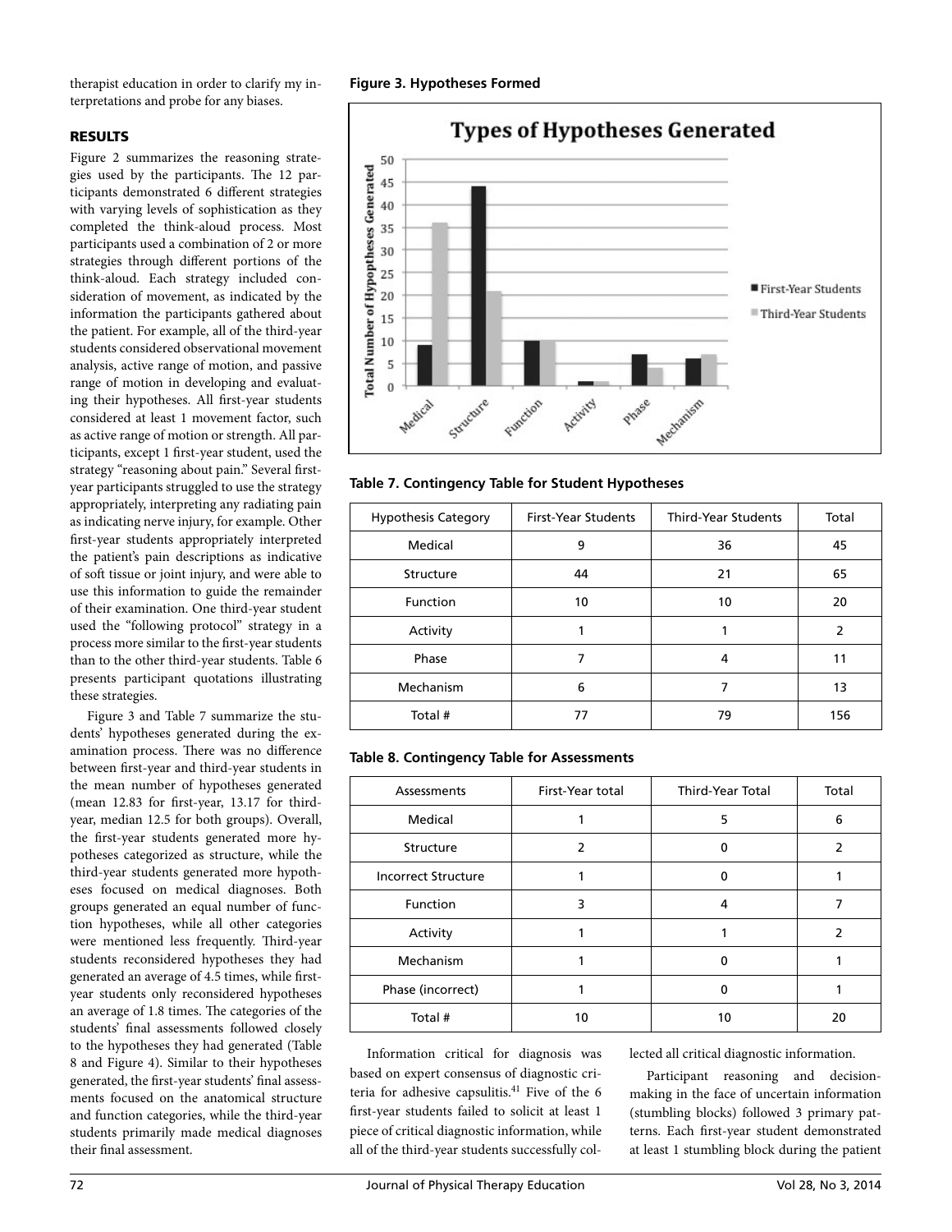therapist education in order to clarify my interpretations and probe for any biases.

## RESULTS

Figure 2 summarizes the reasoning strategies used by the participants. The 12 participants demonstrated 6 different strategies with varying levels of sophistication as they completed the think-aloud process. Most participants used a combination of 2 or more strategies through different portions of the think-aloud. Each strategy included consideration of movement, as indicated by the information the participants gathered about the patient. For example, all of the third-year students considered observational movement analysis, active range of motion, and passive range of motion in developing and evaluating their hypotheses. All first-year students considered at least 1 movement factor, such as active range of motion or strength. All participants, except 1 first-year student, used the strategy "reasoning about pain." Several first-year participants struggled to use the strategy appropriately, interpreting any radiating pain as indicating nerve injury, for example. Other first-year students appropriately interpreted the patient's pain descriptions as indicative of soft tissue or joint injury, and were able to use this information to guide the remainder of their examination. One third-year student used the "following protocol" strategy in a process more similar to the first-year students than to the other third-year students. Table 6 presents participant quotations illustrating these strategies.

Figure 3 and Table 7 summarize the students' hypotheses generated during the examination process. There was no difference between first-year and third-year students in the mean number of hypotheses generated (mean 12.83 for first-year, 13.17 for third-year, median 12.5 for both groups). Overall, the first-year students generated more hypotheses categorized as structure, while the third-year students generated more hypotheses focused on medical diagnoses. Both groups generated an equal number of function hypotheses, while all other categories were mentioned less frequently. Third-year students reconsidered hypotheses they had generated an average of 4.5 times, while first-year students only reconsidered hypotheses an average of 1.8 times. The categories of the students' final assessments followed closely to the hypotheses they had generated (Table 8 and Figure 4). Similar to their hypotheses generated, the first-year students' final assessments focused on the anatomical structure and function categories, while the third-year students primarily made medical diagnoses their final assessment.

**Figure 3. Hypotheses Formed**

**Table 7. Contingency Table for Student Hypotheses**

| Hypothesis Category | First-Year Students | Third-Year Students | Total |
|---|---|---|---|
| Medical | 9 | 36 | 45 |
| Structure | 44 | 21 | 65 |
| Function | 10 | 10 | 20 |
| Activity | 1 | 1 | 2 |
| Phase | 7 | 4 | 11 |
| Mechanism | 6 | 7 | 13 |
| Total # | 77 | 79 | 156 |

**Table 8. Contingency Table for Assessments**

| Assessments | First-Year total | Third-Year Total | Total |
|---|---|---|---|
| Medical | 1 | 5 | 6 |
| Structure | 2 | 0 | 2 |
| Incorrect Structure | 1 | 0 | 1 |
| Function | 3 | 4 | 7 |
| Activity | 1 | 1 | 2 |
| Mechanism | 1 | 0 | 1 |
| Phase (incorrect) | 1 | 0 | 1 |
| Total # | 10 | 10 | 20 |

Information critical for diagnosis was based on expert consensus of diagnostic criteria for adhesive capsulitis.[41] Five of the 6 first-year students failed to solicit at least 1 piece of critical diagnostic information, while all of the third-year students successfully collected all critical diagnostic information.

Participant reasoning and decision-making in the face of uncertain information (stumbling blocks) followed 3 primary patterns. Each first-year student demonstrated at least 1 stumbling block during the patient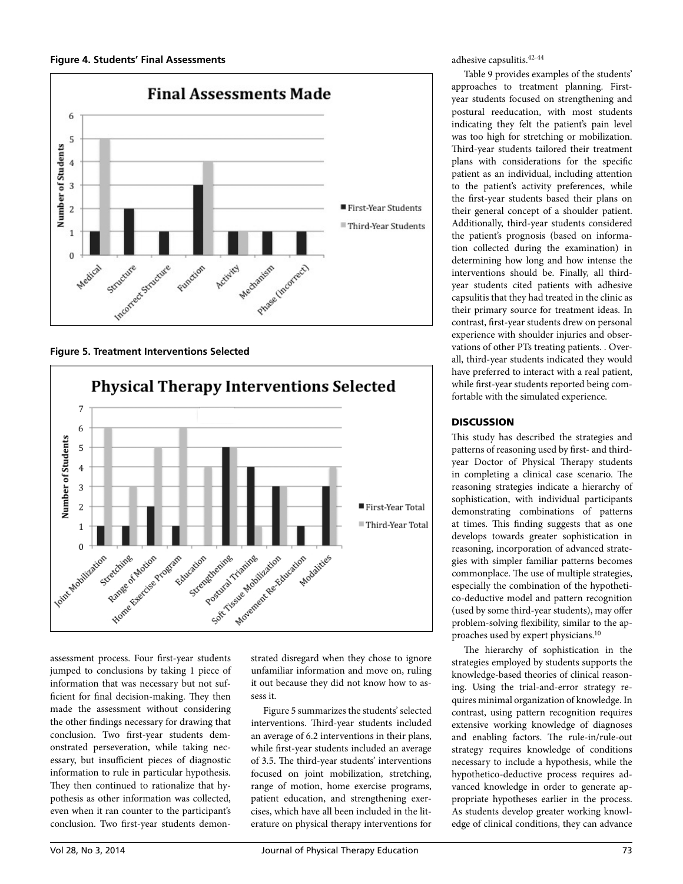**Figure 4. Students' Final Assessments**

**Figure 5. Treatment Interventions Selected**

assessment process. Four first-year students jumped to conclusions by taking 1 piece of information that was necessary but not sufficient for final decision-making. They then made the assessment without considering the other findings necessary for drawing that conclusion. Two first-year students demonstrated perseveration, while taking necessary, but insufficient pieces of diagnostic information to rule in particular hypothesis. They then continued to rationalize that hypothesis as other information was collected, even when it ran counter to the participant's conclusion. Two first-year students demonstrated disregard when they chose to ignore unfamiliar information and move on, ruling it out because they did not know how to assess it.

Figure 5 summarizes the students' selected interventions. Third-year students included an average of 6.2 interventions in their plans, while first-year students included an average of 3.5. The third-year students' interventions focused on joint mobilization, stretching, range of motion, home exercise programs, patient education, and strengthening exercises, which have all been included in the literature on physical therapy interventions for adhesive capsulitis.[42-44]

Table 9 provides examples of the students' approaches to treatment planning. First-year students focused on strengthening and postural reeducation, with most students indicating they felt the patient's pain level was too high for stretching or mobilization. Third-year students tailored their treatment plans with considerations for the specific patient as an individual, including attention to the patient's activity preferences, while the first-year students based their plans on their general concept of a shoulder patient. Additionally, third-year students considered the patient's prognosis (based on information collected during the examination) in determining how long and how intense the interventions should be. Finally, all third-year students cited patients with adhesive capsulitis that they had treated in the clinic as their primary source for treatment ideas. In contrast, first-year students drew on personal experience with shoulder injuries and observations of other PTs treating patients. . Overall, third-year students indicated they would have preferred to interact with a real patient, while first-year students reported being comfortable with the simulated experience.

## DISCUSSION

This study has described the strategies and patterns of reasoning used by first- and third-year Doctor of Physical Therapy students in completing a clinical case scenario. The reasoning strategies indicate a hierarchy of sophistication, with individual participants demonstrating combinations of patterns at times. This finding suggests that as one develops towards greater sophistication in reasoning, incorporation of advanced strategies with simpler familiar patterns becomes commonplace. The use of multiple strategies, especially the combination of the hypothetico-deductive model and pattern recognition (used by some third-year students), may offer problem-solving flexibility, similar to the approaches used by expert physicians.[10]

The hierarchy of sophistication in the strategies employed by students supports the knowledge-based theories of clinical reasoning. Using the trial-and-error strategy requires minimal organization of knowledge. In contrast, using pattern recognition requires extensive working knowledge of diagnoses and enabling factors. The rule-in/rule-out strategy requires knowledge of conditions necessary to include a hypothesis, while the hypothetico-deductive process requires advanced knowledge in order to generate appropriate hypotheses earlier in the process. As students develop greater working knowledge of clinical conditions, they can advance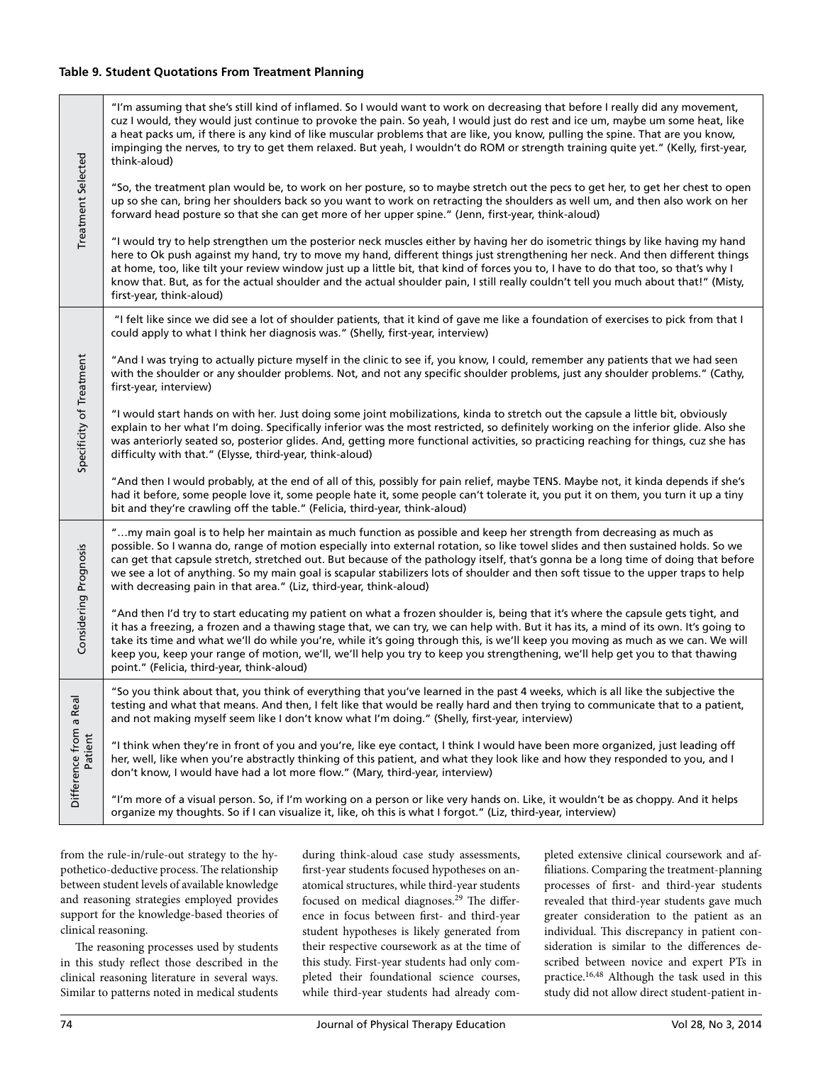**Table 9. Student Quotations From Treatment Planning**

| | |
|---|---|
| Treatment Selected | "I'm assuming that she's still kind of inflamed. So I would want to work on decreasing that before I really did any movement, cuz I would, they would just continue to provoke the pain. So yeah, I would just do rest and ice um, maybe um some heat, like a heat packs um, if there is any kind of like muscular problems that are like, you know, pulling the spine. That are you know, impinging the nerves, to try to get them relaxed. But yeah, I wouldn't do ROM or strength training quite yet." (Kelly, first-year, think-aloud)<br><br>"So, the treatment plan would be, to work on her posture, so to maybe stretch out the pecs to get her, to get her chest to open up so she can, bring her shoulders back so you want to work on retracting the shoulders as well um, and then also work on her forward head posture so that she can get more of her upper spine." (Jenn, first-year, think-aloud)<br><br>"I would try to help strengthen um the posterior neck muscles either by having her do isometric things by like having my hand here to Ok push against my hand, try to move my hand, different things just strengthening her neck. And then different things at home, too, like tilt your review window just up a little bit, that kind of forces you to, I have to do that too, so that's why I know that. But, as for the actual shoulder and the actual shoulder pain, I still really couldn't tell you much about that!" (Misty, first-year, think-aloud) |
| Specificity of Treatment | "I felt like since we did see a lot of shoulder patients, that it kind of gave me like a foundation of exercises to pick from that I could apply to what I think her diagnosis was." (Shelly, first-year, interview)<br><br>"And I was trying to actually picture myself in the clinic to see if, you know, I could, remember any patients that we had seen with the shoulder or any shoulder problems. Not, and not any specific shoulder problems, just any shoulder problems." (Cathy, first-year, interview)<br><br>"I would start hands on with her. Just doing some joint mobilizations, kinda to stretch out the capsule a little bit, obviously explain to her what I'm doing. Specifically inferior was the most restricted, so definitely working on the inferior glide. Also she was anteriorly seated so, posterior glides. And, getting more functional activities, so practicing reaching for things, cuz she has difficulty with that." (Elysse, third-year, think-aloud)<br><br>"And then I would probably, at the end of all of this, possibly for pain relief, maybe TENS. Maybe not, it kinda depends if she's had it before, some people love it, some people hate it, some people can't tolerate it, you put it on them, you turn it up a tiny bit and they're crawling off the table." (Felicia, third-year, think-aloud) |
| Considering Prognosis | "…my main goal is to help her maintain as much function as possible and keep her strength from decreasing as much as possible. So I wanna do, range of motion especially into external rotation, so like towel slides and then sustained holds. So we can get that capsule stretch, stretched out. But because of the pathology itself, that's gonna be a long time of doing that before we see a lot of anything. So my main goal is scapular stabilizers lots of shoulder and then soft tissue to the upper traps to help with decreasing pain in that area." (Liz, third-year, think-aloud)<br><br>"And then I'd try to start educating my patient on what a frozen shoulder is, being that it's where the capsule gets tight, and it has a freezing, a frozen and a thawing stage that, we can try, we can help with. But it has its, a mind of its own. It's going to take its time and what we'll do while you're, while it's going through this, is we'll keep you moving as much as we can. We will keep you, keep your range of motion, we'll, we'll help you try to keep you strengthening, we'll help get you to that thawing point." (Felicia, third-year, think-aloud) |
| Difference from a Real Patient | "So you think about that, you think of everything that you've learned in the past 4 weeks, which is all like the subjective the testing and what that means. And then, I felt like that would be really hard and then trying to communicate that to a patient, and not making myself seem like I don't know what I'm doing." (Shelly, first-year, interview)<br><br>"I think when they're in front of you and you're, like eye contact, I think I would have been more organized, just leading off her, well, like when you're abstractly thinking of this patient, and what they look like and how they responded to you, and I don't know, I would have had a lot more flow." (Mary, third-year, interview)<br><br>"I'm more of a visual person. So, if I'm working on a person or like very hands on. Like, it wouldn't be as choppy. And it helps organize my thoughts. So if I can visualize it, like, oh this is what I forgot." (Liz, third-year, interview) |

from the rule-in/rule-out strategy to the hypothetico-deductive process. The relationship between student levels of available knowledge and reasoning strategies employed provides support for the knowledge-based theories of clinical reasoning.

The reasoning processes used by students in this study reflect those described in the clinical reasoning literature in several ways. Similar to patterns noted in medical students during think-aloud case study assessments, first-year students focused hypotheses on anatomical structures, while third-year students focused on medical diagnoses.[29] The difference in focus between first- and third-year student hypotheses is likely generated from their respective coursework as at the time of this study. First-year students had only completed their foundational science courses, while third-year students had already completed extensive clinical coursework and affiliations. Comparing the treatment-planning processes of first- and third-year students revealed that third-year students gave much greater consideration to the patient as an individual. This discrepancy in patient consideration is similar to the differences described between novice and expert PTs in practice.[16,48] Although the task used in this study did not allow direct student-patient in-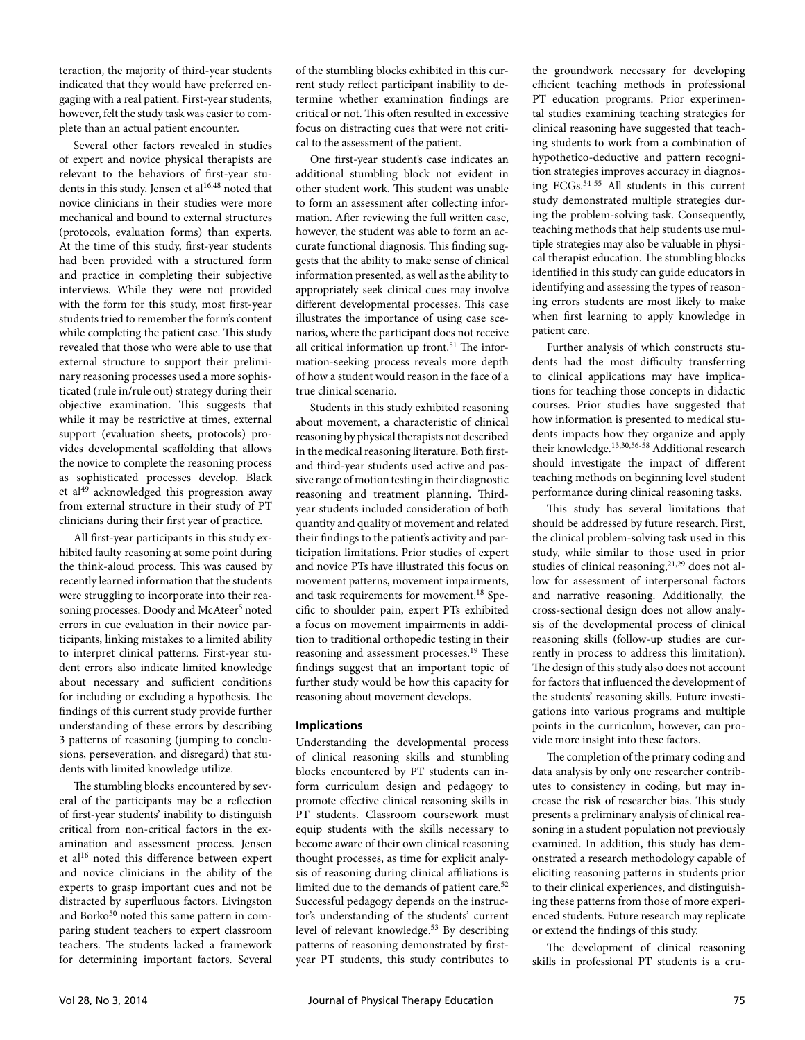teraction, the majority of third-year students indicated that they would have preferred engaging with a real patient. First-year students, however, felt the study task was easier to complete than an actual patient encounter.

Several other factors revealed in studies of expert and novice physical therapists are relevant to the behaviors of first-year students in this study. Jensen et al[16,48] noted that novice clinicians in their studies were more mechanical and bound to external structures (protocols, evaluation forms) than experts. At the time of this study, first-year students had been provided with a structured form and practice in completing their subjective interviews. While they were not provided with the form for this study, most first-year students tried to remember the form's content while completing the patient case. This study revealed that those who were able to use that external structure to support their preliminary reasoning processes used a more sophisticated (rule in/rule out) strategy during their objective examination. This suggests that while it may be restrictive at times, external support (evaluation sheets, protocols) provides developmental scaffolding that allows the novice to complete the reasoning process as sophisticated processes develop. Black et al[49] acknowledged this progression away from external structure in their study of PT clinicians during their first year of practice.

All first-year participants in this study exhibited faulty reasoning at some point during the think-aloud process. This was caused by recently learned information that the students were struggling to incorporate into their reasoning processes. Doody and McAteer[5] noted errors in cue evaluation in their novice participants, linking mistakes to a limited ability to interpret clinical patterns. First-year student errors also indicate limited knowledge about necessary and sufficient conditions for including or excluding a hypothesis. The findings of this current study provide further understanding of these errors by describing 3 patterns of reasoning (jumping to conclusions, perseveration, and disregard) that students with limited knowledge utilize.

The stumbling blocks encountered by several of the participants may be a reflection of first-year students' inability to distinguish critical from non-critical factors in the examination and assessment process. Jensen et al[16] noted this difference between expert and novice clinicians in the ability of the experts to grasp important cues and not be distracted by superfluous factors. Livingston and Borko[50] noted this same pattern in comparing student teachers to expert classroom teachers. The students lacked a framework for determining important factors. Several of the stumbling blocks exhibited in this current study reflect participant inability to determine whether examination findings are critical or not. This often resulted in excessive focus on distracting cues that were not critical to the assessment of the patient.

One first-year student's case indicates an additional stumbling block not evident in other student work. This student was unable to form an assessment after collecting information. After reviewing the full written case, however, the student was able to form an accurate functional diagnosis. This finding suggests that the ability to make sense of clinical information presented, as well as the ability to appropriately seek clinical cues may involve different developmental processes. This case illustrates the importance of using case scenarios, where the participant does not receive all critical information up front.[51] The information-seeking process reveals more depth of how a student would reason in the face of a true clinical scenario.

Students in this study exhibited reasoning about movement, a characteristic of clinical reasoning by physical therapists not described in the medical reasoning literature. Both first- and third-year students used active and passive range of motion testing in their diagnostic reasoning and treatment planning. Third-year students included consideration of both quantity and quality of movement and related their findings to the patient's activity and participation limitations. Prior studies of expert and novice PTs have illustrated this focus on movement patterns, movement impairments, and task requirements for movement.[18] Specific to shoulder pain, expert PTs exhibited a focus on movement impairments in addition to traditional orthopedic testing in their reasoning and assessment processes.[19] These findings suggest that an important topic of further study would be how this capacity for reasoning about movement develops.

### Implications

Understanding the developmental process of clinical reasoning skills and stumbling blocks encountered by PT students can inform curriculum design and pedagogy to promote effective clinical reasoning skills in PT students. Classroom coursework must equip students with the skills necessary to become aware of their own clinical reasoning thought processes, as time for explicit analysis of reasoning during clinical affiliations is limited due to the demands of patient care.[52] Successful pedagogy depends on the instructor's understanding of the students' current level of relevant knowledge.[53] By describing patterns of reasoning demonstrated by first-year PT students, this study contributes to the groundwork necessary for developing efficient teaching methods in professional PT education programs. Prior experimental studies examining teaching strategies for clinical reasoning have suggested that teaching students to work from a combination of hypothetico-deductive and pattern recognition strategies improves accuracy in diagnosing ECGs.[54-55] All students in this current study demonstrated multiple strategies during the problem-solving task. Consequently, teaching methods that help students use multiple strategies may also be valuable in physical therapist education. The stumbling blocks identified in this study can guide educators in identifying and assessing the types of reasoning errors students are most likely to make when first learning to apply knowledge in patient care.

Further analysis of which constructs students had the most difficulty transferring to clinical applications may have implications for teaching those concepts in didactic courses. Prior studies have suggested that how information is presented to medical students impacts how they organize and apply their knowledge.[13,30,56-58] Additional research should investigate the impact of different teaching methods on beginning level student performance during clinical reasoning tasks.

This study has several limitations that should be addressed by future research. First, the clinical problem-solving task used in this study, while similar to those used in prior studies of clinical reasoning,[21,29] does not allow for assessment of interpersonal factors and narrative reasoning. Additionally, the cross-sectional design does not allow analysis of the developmental process of clinical reasoning skills (follow-up studies are currently in process to address this limitation). The design of this study also does not account for factors that influenced the development of the students' reasoning skills. Future investigations into various programs and multiple points in the curriculum, however, can provide more insight into these factors.

The completion of the primary coding and data analysis by only one researcher contributes to consistency in coding, but may increase the risk of researcher bias. This study presents a preliminary analysis of clinical reasoning in a student population not previously examined. In addition, this study has demonstrated a research methodology capable of eliciting reasoning patterns in students prior to their clinical experiences, and distinguishing these patterns from those of more experienced students. Future research may replicate or extend the findings of this study.

The development of clinical reasoning skills in professional PT students is a cru-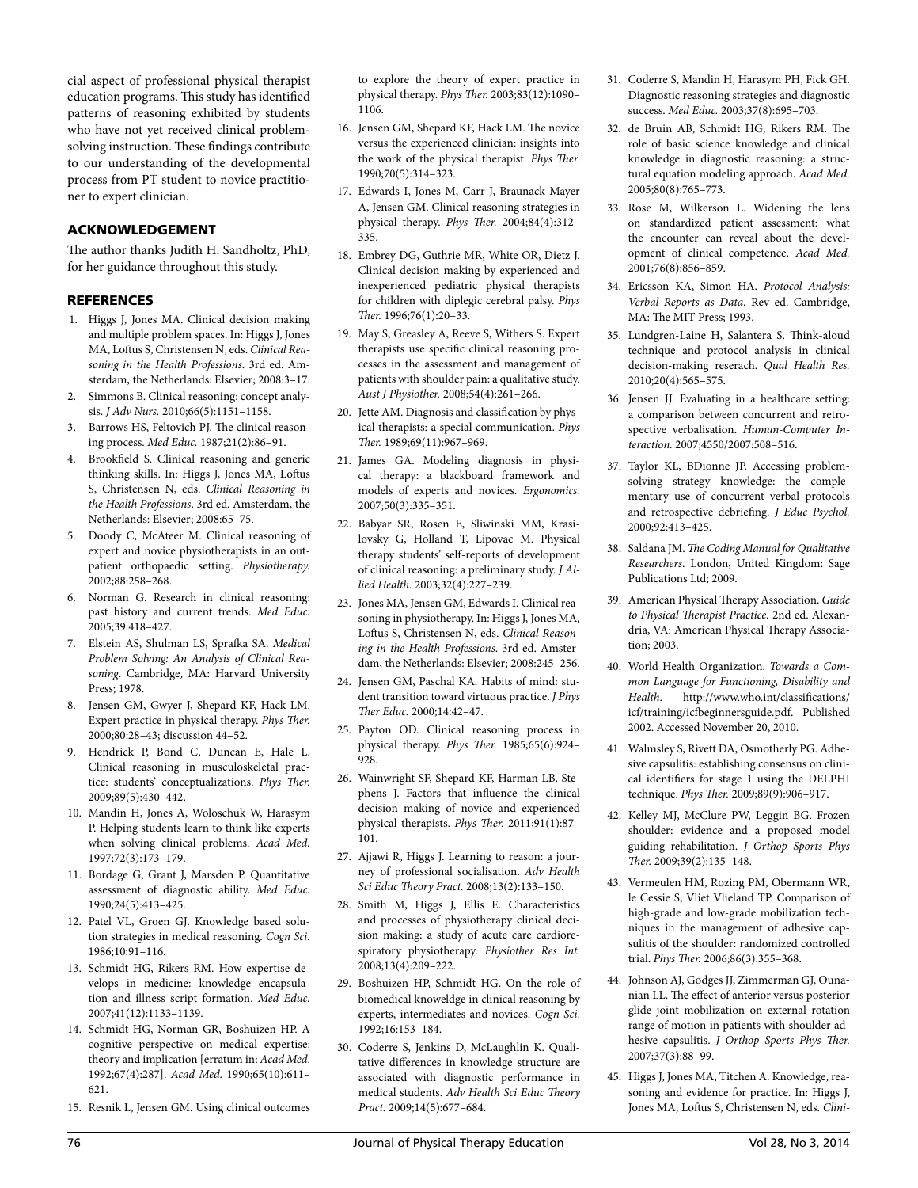cial aspect of professional physical therapist education programs. This study has identified patterns of reasoning exhibited by students who have not yet received clinical problem-solving instruction. These findings contribute to our understanding of the developmental process from PT student to novice practitioner to expert clinician.

## ACKNOWLEDGEMENT

The author thanks Judith H. Sandholtz, PhD, for her guidance throughout this study.

## REFERENCES

1. Higgs J, Jones MA. Clinical decision making and multiple problem spaces. In: Higgs J, Jones MA, Loftus S, Christensen N, eds. *Clinical Reasoning in the Health Professions*. 3rd ed. Amsterdam, the Netherlands: Elsevier; 2008:3–17.
2. Simmons B. Clinical reasoning: concept analysis. *J Adv Nurs*. 2010;66(5):1151–1158.
3. Barrows HS, Feltovich PJ. The clinical reasoning process. *Med Educ*. 1987;21(2):86–91.
4. Brookfield S. Clinical reasoning and generic thinking skills. In: Higgs J, Jones MA, Loftus S, Christensen N, eds. *Clinical Reasoning in the Health Professions*. 3rd ed. Amsterdam, the Netherlands: Elsevier; 2008:65–75.
5. Doody C, McAteer M. Clinical reasoning of expert and novice physiotherapists in an outpatient orthopaedic setting. *Physiotherapy*. 2002;88:258–268.
6. Norman G. Research in clinical reasoning: past history and current trends. *Med Educ*. 2005;39:418–427.
7. Elstein AS, Shulman LS, Sprafka SA. *Medical Problem Solving: An Analysis of Clinical Reasoning*. Cambridge, MA: Harvard University Press; 1978.
8. Jensen GM, Gwyer J, Shepard KF, Hack LM. Expert practice in physical therapy. *Phys Ther*. 2000;80:28–43; discussion 44–52.
9. Hendrick P, Bond C, Duncan E, Hale L. Clinical reasoning in musculoskeletal practice: students' conceptualizations. *Phys Ther*. 2009;89(5):430–442.
10. Mandin H, Jones A, Woloschuk W, Harasym P. Helping students learn to think like experts when solving clinical problems. *Acad Med*. 1997;72(3):173–179.
11. Bordage G, Grant J, Marsden P. Quantitative assessment of diagnostic ability. *Med Educ*. 1990;24(5):413–425.
12. Patel VL, Groen GJ. Knowledge based solution strategies in medical reasoning. *Cogn Sci*. 1986;10:91–116.
13. Schmidt HG, Rikers RM. How expertise develops in medicine: knowledge encapsulation and illness script formation. *Med Educ*. 2007;41(12):1133–1139.
14. Schmidt HG, Norman GR, Boshuizen HP. A cognitive perspective on medical expertise: theory and implication [erratum in: *Acad Med*. 1992;67(4):287]. *Acad Med*. 1990;65(10):611–621.
15. Resnik L, Jensen GM. Using clinical outcomes to explore the theory of expert practice in physical therapy. *Phys Ther*. 2003;83(12):1090–1106.
16. Jensen GM, Shepard KF, Hack LM. The novice versus the experienced clinician: insights into the work of the physical therapist. *Phys Ther*. 1990;70(5):314–323.
17. Edwards I, Jones M, Carr J, Braunack-Mayer A, Jensen GM. Clinical reasoning strategies in physical therapy. *Phys Ther*. 2004;84(4):312–335.
18. Embrey DG, Guthrie MR, White OR, Dietz J. Clinical decision making by experienced and inexperienced pediatric physical therapists for children with diplegic cerebral palsy. *Phys Ther*. 1996;76(1):20–33.
19. May S, Greasley A, Reeve S, Withers S. Expert therapists use specific clinical reasoning processes in the assessment and management of patients with shoulder pain: a qualitative study. *Aust J Physiother*. 2008;54(4):261–266.
20. Jette AM. Diagnosis and classification by physical therapists: a special communication. *Phys Ther*. 1989;69(11):967–969.
21. James GA. Modeling diagnosis in physical therapy: a blackboard framework and models of experts and novices. *Ergonomics*. 2007;50(3):335–351.
22. Babyar SR, Rosen E, Sliwinski MM, Krasilovsky G, Holland T, Lipovac M. Physical therapy students' self-reports of development of clinical reasoning: a preliminary study. *J Allied Health*. 2003;32(4):227–239.
23. Jones MA, Jensen GM, Edwards I. Clinical reasoning in physiotherapy. In: Higgs J, Jones MA, Loftus S, Christensen N, eds. *Clinical Reasoning in the Health Professions*. 3rd ed. Amsterdam, the Netherlands: Elsevier; 2008:245–256.
24. Jensen GM, Paschal KA. Habits of mind: student transition toward virtuous practice. *J Phys Ther Educ*. 2000;14:42–47.
25. Payton OD. Clinical reasoning process in physical therapy. *Phys Ther*. 1985;65(6):924–928.
26. Wainwright SF, Shepard KF, Harman LB, Stephens J. Factors that influence the clinical decision making of novice and experienced physical therapists. *Phys Ther*. 2011;91(1):87–101.
27. Ajjawi R, Higgs J. Learning to reason: a journey of professional socialisation. *Adv Health Sci Educ Theory Pract*. 2008;13(2):133–150.
28. Smith M, Higgs J, Ellis E. Characteristics and processes of physiotherapy clinical decision making: a study of acute care cardiorespiratory physiotherapy. *Physiother Res Int*. 2008;13(4):209–222.
29. Boshuizen HP, Schmidt HG. On the role of biomedical knoweldge in clinical reasoning by experts, intermediates and novices. *Cogn Sci*. 1992;16:153–184.
30. Coderre S, Jenkins D, McLaughlin K. Qualitative differences in knowledge structure are associated with diagnostic performance in medical students. *Adv Health Sci Educ Theory Pract*. 2009;14(5):677–684.
31. Coderre S, Mandin H, Harasym PH, Fick GH. Diagnostic reasoning strategies and diagnostic success. *Med Educ*. 2003;37(8):695–703.
32. de Bruin AB, Schmidt HG, Rikers RM. The role of basic science knowledge and clinical knowledge in diagnostic reasoning: a structural equation modeling approach. *Acad Med*. 2005;80(8):765–773.
33. Rose M, Wilkerson L. Widening the lens on standardized patient assessment: what the encounter can reveal about the development of clinical competence. *Acad Med*. 2001;76(8):856–859.
34. Ericsson KA, Simon HA. *Protocol Analysis: Verbal Reports as Data*. Rev ed. Cambridge, MA: The MIT Press; 1993.
35. Lundgren-Laine H, Salantera S. Think-aloud technique and protocol analysis in clinical decision-making reserach. *Qual Health Res*. 2010;20(4):565–575.
36. Jensen JJ. Evaluating in a healthcare setting: a comparison between concurrent and retrospective verbalisation. *Human-Computer Interaction*. 2007;4550/2007:508–516.
37. Taylor KL, BDionne JP. Accessing problem-solving strategy knowledge: the complementary use of concurrent verbal protocols and retrospective debriefing. *J Educ Psychol*. 2000;92:413–425.
38. Saldana JM. *The Coding Manual for Qualitative Researchers*. London, United Kingdom: Sage Publications Ltd; 2009.
39. American Physical Therapy Association. *Guide to Physical Therapist Practice*. 2nd ed. Alexandria, VA: American Physical Therapy Association; 2003.
40. World Health Organization. *Towards a Common Language for Functioning, Disability and Health*. http://www.who.int/classifications/icf/training/icfbeginnersguide.pdf. Published 2002. Accessed November 20, 2010.
41. Walmsley S, Rivett DA, Osmotherly PG. Adhesive capsulitis: establishing consensus on clinical identifiers for stage 1 using the DELPHI technique. *Phys Ther*. 2009;89(9):906–917.
42. Kelley MJ, McClure PW, Leggin BG. Frozen shoulder: evidence and a proposed model guiding rehabilitation. *J Orthop Sports Phys Ther*. 2009;39(2):135–148.
43. Vermeulen HM, Rozing PM, Obermann WR, le Cessie S, Vliet Vlieland TP. Comparison of high-grade and low-grade mobilization techniques in the management of adhesive capsulitis of the shoulder: randomized controlled trial. *Phys Ther*. 2006;86(3):355–368.
44. Johnson AJ, Godges JJ, Zimmerman GJ, Ounanian LL. The effect of anterior versus posterior glide joint mobilization on external rotation range of motion in patients with shoulder adhesive capsulitis. *J Orthop Sports Phys Ther*. 2007;37(3):88–99.
45. Higgs J, Jones MA, Titchen A. Knowledge, reasoning and evidence for practice. In: Higgs J, Jones MA, Loftus S, Christensen N, eds. *Clini-*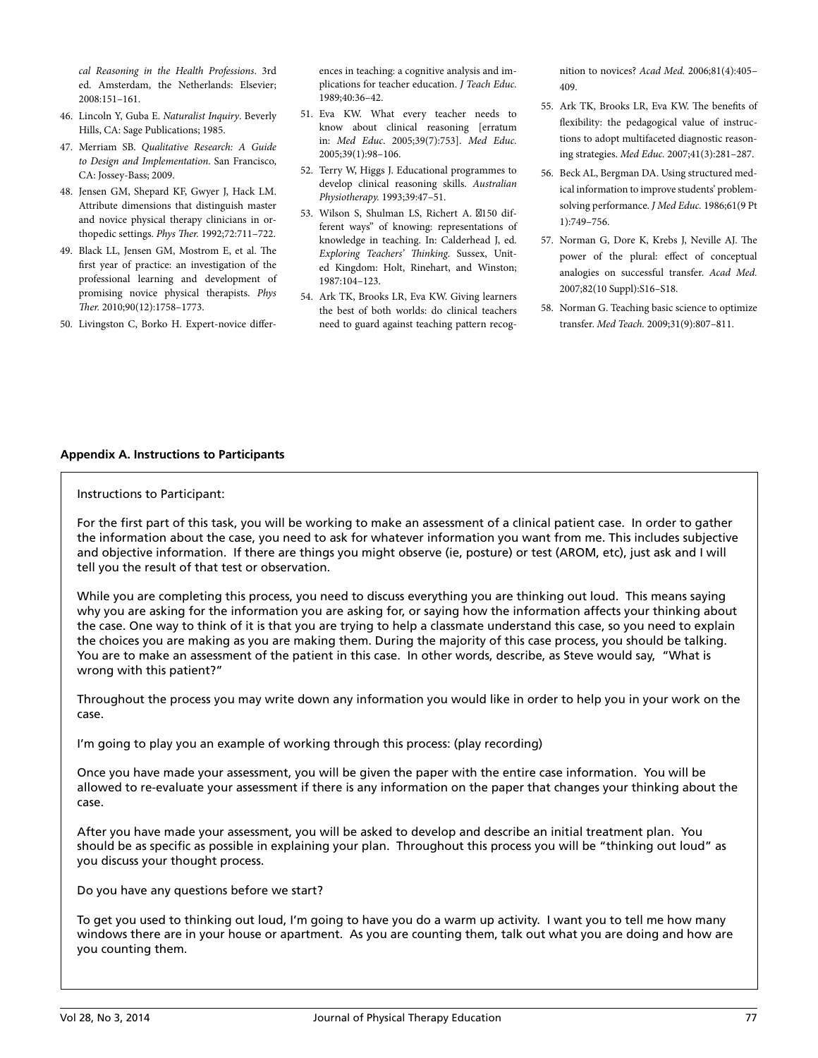*cal Reasoning in the Health Professions*. 3rd ed. Amsterdam, the Netherlands: Elsevier; 2008:151–161.

46. Lincoln Y, Guba E. *Naturalist Inquiry*. Beverly Hills, CA: Sage Publications; 1985.
47. Merriam SB. *Qualitative Research: A Guide to Design and Implementation*. San Francisco, CA: Jossey-Bass; 2009.
48. Jensen GM, Shepard KF, Gwyer J, Hack LM. Attribute dimensions that distinguish master and novice physical therapy clinicians in orthopedic settings. *Phys Ther.* 1992;72:711–722.
49. Black LL, Jensen GM, Mostrom E, et al. The first year of practice: an investigation of the professional learning and development of promising novice physical therapists. *Phys Ther.* 2010;90(12):1758–1773.
50. Livingston C, Borko H. Expert-novice differences in teaching: a cognitive analysis and implications for teacher education. *J Teach Educ.* 1989;40:36–42.
51. Eva KW. What every teacher needs to know about clinical reasoning [erratum in: *Med Educ*. 2005;39(7):753]. *Med Educ.* 2005;39(1):98–106.
52. Terry W, Higgs J. Educational programmes to develop clinical reasoning skills. *Australian Physiotherapy.* 1993;39:47–51.
53. Wilson S, Shulman LS, Richert A. "150 different ways" of knowing: representations of knowledge in teaching. In: Calderhead J, ed. *Exploring Teachers' Thinking.* Sussex, United Kingdom: Holt, Rinehart, and Winston; 1987:104–123.
54. Ark TK, Brooks LR, Eva KW. Giving learners the best of both worlds: do clinical teachers need to guard against teaching pattern recognition to novices? *Acad Med.* 2006;81(4):405–409.
55. Ark TK, Brooks LR, Eva KW. The benefits of flexibility: the pedagogical value of instructions to adopt multifaceted diagnostic reasoning strategies. *Med Educ.* 2007;41(3):281–287.
56. Beck AL, Bergman DA. Using structured medical information to improve students' problem-solving performance. *J Med Educ.* 1986;61(9 Pt 1):749–756.
57. Norman G, Dore K, Krebs J, Neville AJ. The power of the plural: effect of conceptual analogies on successful transfer. *Acad Med.* 2007;82(10 Suppl):S16–S18.
58. Norman G. Teaching basic science to optimize transfer. *Med Teach.* 2009;31(9):807–811.

**Appendix A. Instructions to Participants**

Instructions to Participant:

For the first part of this task, you will be working to make an assessment of a clinical patient case. In order to gather the information about the case, you need to ask for whatever information you want from me. This includes subjective and objective information. If there are things you might observe (ie, posture) or test (AROM, etc), just ask and I will tell you the result of that test or observation.

While you are completing this process, you need to discuss everything you are thinking out loud. This means saying why you are asking for the information you are asking for, or saying how the information affects your thinking about the case. One way to think of it is that you are trying to help a classmate understand this case, so you need to explain the choices you are making as you are making them. During the majority of this case process, you should be talking. You are to make an assessment of the patient in this case. In other words, describe, as Steve would say, "What is wrong with this patient?"

Throughout the process you may write down any information you would like in order to help you in your work on the case.

I'm going to play you an example of working through this process: (play recording)

Once you have made your assessment, you will be given the paper with the entire case information. You will be allowed to re-evaluate your assessment if there is any information on the paper that changes your thinking about the case.

After you have made your assessment, you will be asked to develop and describe an initial treatment plan. You should be as specific as possible in explaining your plan. Throughout this process you will be "thinking out loud" as you discuss your thought process.

Do you have any questions before we start?

To get you used to thinking out loud, I'm going to have you do a warm up activity. I want you to tell me how many windows there are in your house or apartment. As you are counting them, talk out what you are doing and how are you counting them.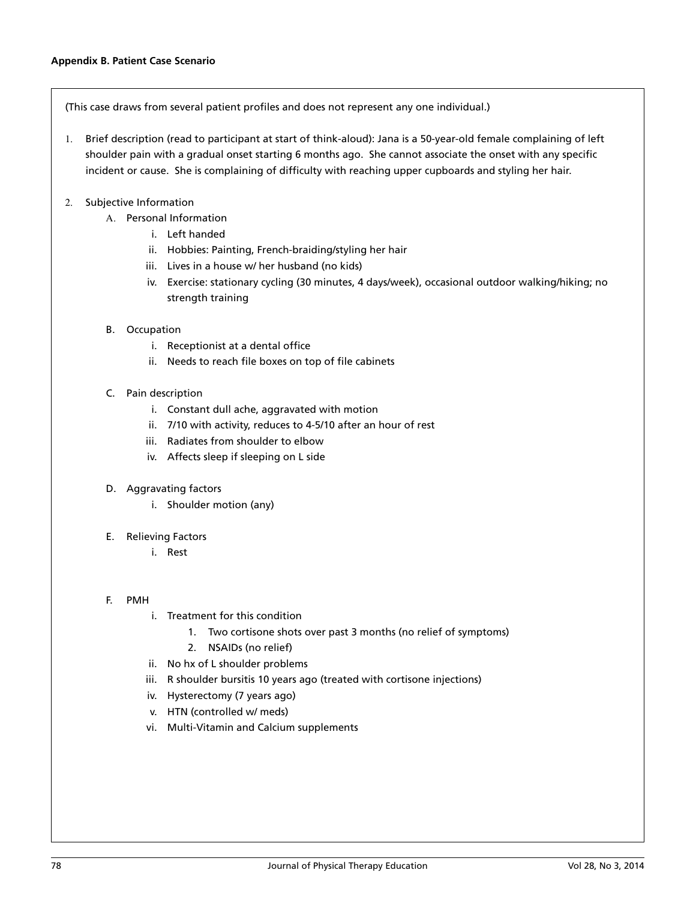**Appendix B. Patient Case Scenario**

(This case draws from several patient profiles and does not represent any one individual.)

1. Brief description (read to participant at start of think-aloud): Jana is a 50-year-old female complaining of left shoulder pain with a gradual onset starting 6 months ago. She cannot associate the onset with any specific incident or cause. She is complaining of difficulty with reaching upper cupboards and styling her hair.

2. Subjective Information
   - A. Personal Information
     - i. Left handed
     - ii. Hobbies: Painting, French-braiding/styling her hair
     - iii. Lives in a house w/ her husband (no kids)
     - iv. Exercise: stationary cycling (30 minutes, 4 days/week), occasional outdoor walking/hiking; no strength training
   - B. Occupation
     - i. Receptionist at a dental office
     - ii. Needs to reach file boxes on top of file cabinets
   - C. Pain description
     - i. Constant dull ache, aggravated with motion
     - ii. 7/10 with activity, reduces to 4-5/10 after an hour of rest
     - iii. Radiates from shoulder to elbow
     - iv. Affects sleep if sleeping on L side
   - D. Aggravating factors
     - i. Shoulder motion (any)
   - E. Relieving Factors
     - i. Rest
   - F. PMH
     - i. Treatment for this condition
       1. Two cortisone shots over past 3 months (no relief of symptoms)
       2. NSAIDs (no relief)
     - ii. No hx of L shoulder problems
     - iii. R shoulder bursitis 10 years ago (treated with cortisone injections)
     - iv. Hysterectomy (7 years ago)
     - v. HTN (controlled w/ meds)
     - vi. Multi-Vitamin and Calcium supplements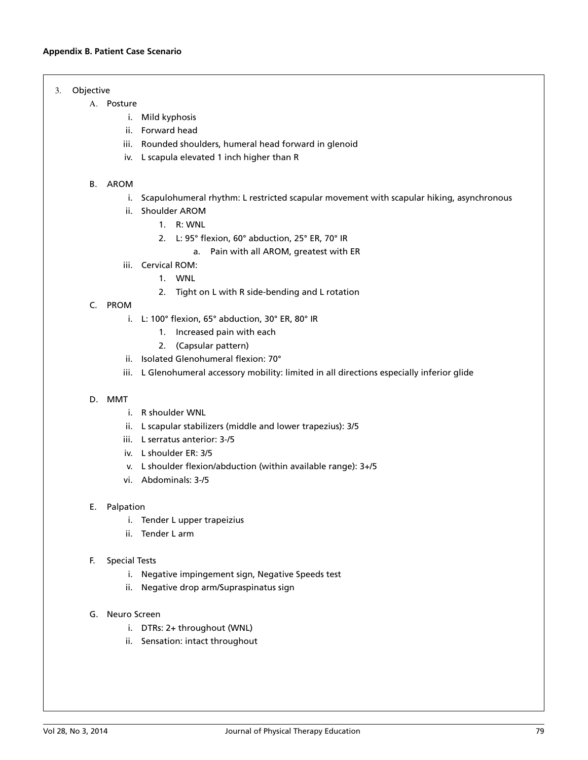**Appendix B. Patient Case Scenario**

3. Objective
   A. Posture
      i. Mild kyphosis
      ii. Forward head
      iii. Rounded shoulders, humeral head forward in glenoid
      iv. L scapula elevated 1 inch higher than R

   B. AROM
      i. Scapulohumeral rhythm: L restricted scapular movement with scapular hiking, asynchronous
      ii. Shoulder AROM
         1. R: WNL
         2. L: 95° flexion, 60° abduction, 25° ER, 70° IR
            a. Pain with all AROM, greatest with ER
      iii. Cervical ROM:
         1. WNL
         2. Tight on L with R side-bending and L rotation

   C. PROM
      i. L: 100° flexion, 65° abduction, 30° ER, 80° IR
         1. Increased pain with each
         2. (Capsular pattern)
      ii. Isolated Glenohumeral flexion: 70°
      iii. L Glenohumeral accessory mobility: limited in all directions especially inferior glide

   D. MMT
      i. R shoulder WNL
      ii. L scapular stabilizers (middle and lower trapezius): 3/5
      iii. L serratus anterior: 3-/5
      iv. L shoulder ER: 3/5
      v. L shoulder flexion/abduction (within available range): 3+/5
      vi. Abdominals: 3-/5

   E. Palpation
      i. Tender L upper trapeizius
      ii. Tender L arm

   F. Special Tests
      i. Negative impingement sign, Negative Speeds test
      ii. Negative drop arm/Supraspinatus sign

   G. Neuro Screen
      i. DTRs: 2+ throughout (WNL)
      ii. Sensation: intact throughout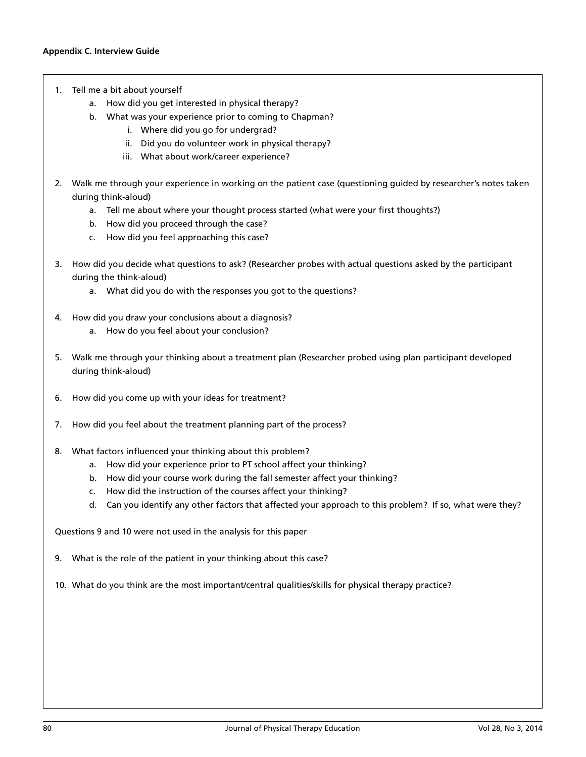**Appendix C. Interview Guide**

1. Tell me a bit about yourself
    a. How did you get interested in physical therapy?
    b. What was your experience prior to coming to Chapman?
        i. Where did you go for undergrad?
        ii. Did you do volunteer work in physical therapy?
        iii. What about work/career experience?

2. Walk me through your experience in working on the patient case (questioning guided by researcher's notes taken during think-aloud)
    a. Tell me about where your thought process started (what were your first thoughts?)
    b. How did you proceed through the case?
    c. How did you feel approaching this case?

3. How did you decide what questions to ask? (Researcher probes with actual questions asked by the participant during the think-aloud)
    a. What did you do with the responses you got to the questions?

4. How did you draw your conclusions about a diagnosis?
    a. How do you feel about your conclusion?

5. Walk me through your thinking about a treatment plan (Researcher probed using plan participant developed during think-aloud)

6. How did you come up with your ideas for treatment?

7. How did you feel about the treatment planning part of the process?

8. What factors influenced your thinking about this problem?
    a. How did your experience prior to PT school affect your thinking?
    b. How did your course work during the fall semester affect your thinking?
    c. How did the instruction of the courses affect your thinking?
    d. Can you identify any other factors that affected your approach to this problem? If so, what were they?

Questions 9 and 10 were not used in the analysis for this paper

9. What is the role of the patient in your thinking about this case?

10. What do you think are the most important/central qualities/skills for physical therapy practice?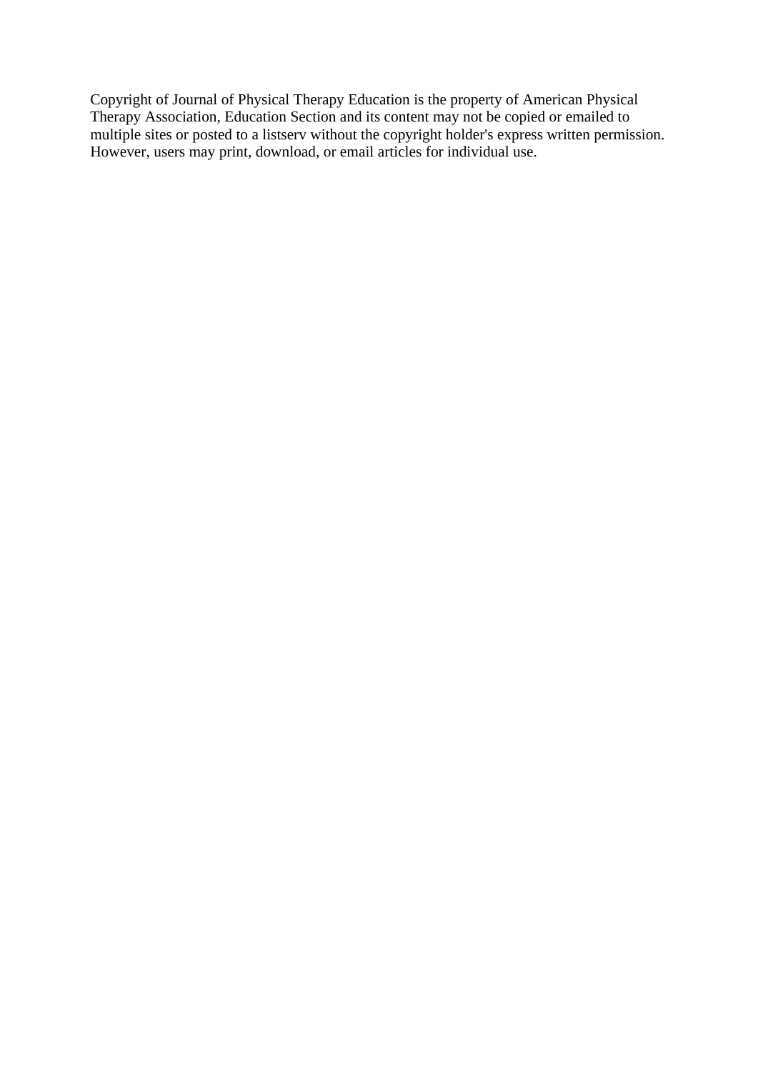Copyright of Journal of Physical Therapy Education is the property of American Physical Therapy Association, Education Section and its content may not be copied or emailed to multiple sites or posted to a listserv without the copyright holder's express written permission. However, users may print, download, or email articles for individual use.